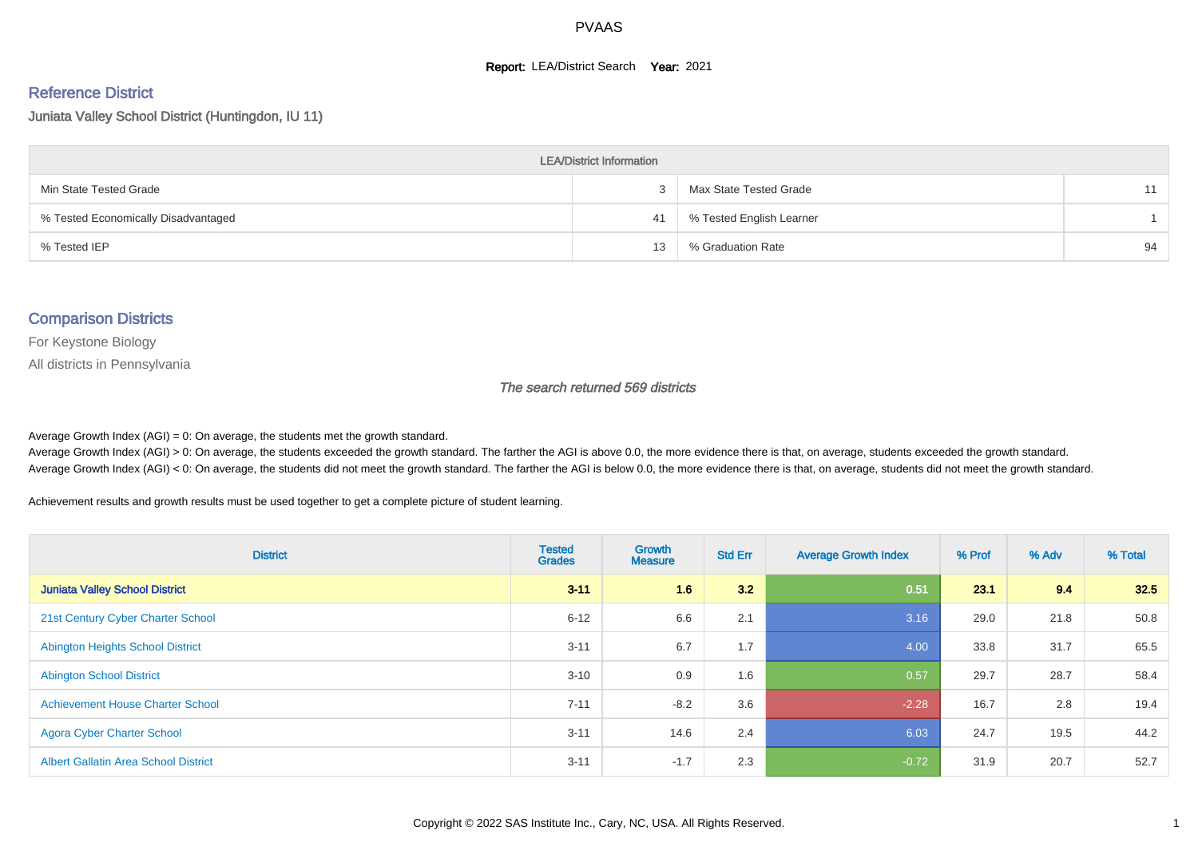# PVAAS

**Report:** LEA/District Search **Year:** 2021

## Reference District

Juniata Valley School District (Huntingdon, IU 11)

| LEA/District Information | | | |
|---|---|---|---|
| Min State Tested Grade | 3 | Max State Tested Grade | 11 |
| % Tested Economically Disadvantaged | 41 | % Tested English Learner | 1 |
| % Tested IEP | 13 | % Graduation Rate | 94 |

## Comparison Districts

For Keystone Biology

All districts in Pennsylvania

*The search returned 569 districts*

Average Growth Index (AGI) = 0: On average, the students met the growth standard.
Average Growth Index (AGI) > 0: On average, the students exceeded the growth standard. The farther the AGI is above 0.0, the more evidence there is that, on average, students exceeded the growth standard.
Average Growth Index (AGI) < 0: On average, the students did not meet the growth standard. The farther the AGI is below 0.0, the more evidence there is that, on average, students did not meet the growth standard.

Achievement results and growth results must be used together to get a complete picture of student learning.

| District | Tested Grades | Growth Measure | Std Err | Average Growth Index | % Prof | % Adv | % Total |
|---|---|---|---|---|---|---|---|
| **Juniata Valley School District** | **3-11** | **1.6** | **3.2** | **0.51** | **23.1** | **9.4** | **32.5** |
| 21st Century Cyber Charter School | 6-12 | 6.6 | 2.1 | 3.16 | 29.0 | 21.8 | 50.8 |
| Abington Heights School District | 3-11 | 6.7 | 1.7 | 4.00 | 33.8 | 31.7 | 65.5 |
| Abington School District | 3-10 | 0.9 | 1.6 | 0.57 | 29.7 | 28.7 | 58.4 |
| Achievement House Charter School | 7-11 | -8.2 | 3.6 | -2.28 | 16.7 | 2.8 | 19.4 |
| Agora Cyber Charter School | 3-11 | 14.6 | 2.4 | 6.03 | 24.7 | 19.5 | 44.2 |
| Albert Gallatin Area School District | 3-11 | -1.7 | 2.3 | -0.72 | 31.9 | 20.7 | 52.7 |

Copyright © 2022 SAS Institute Inc., Cary, NC, USA. All Rights Reserved.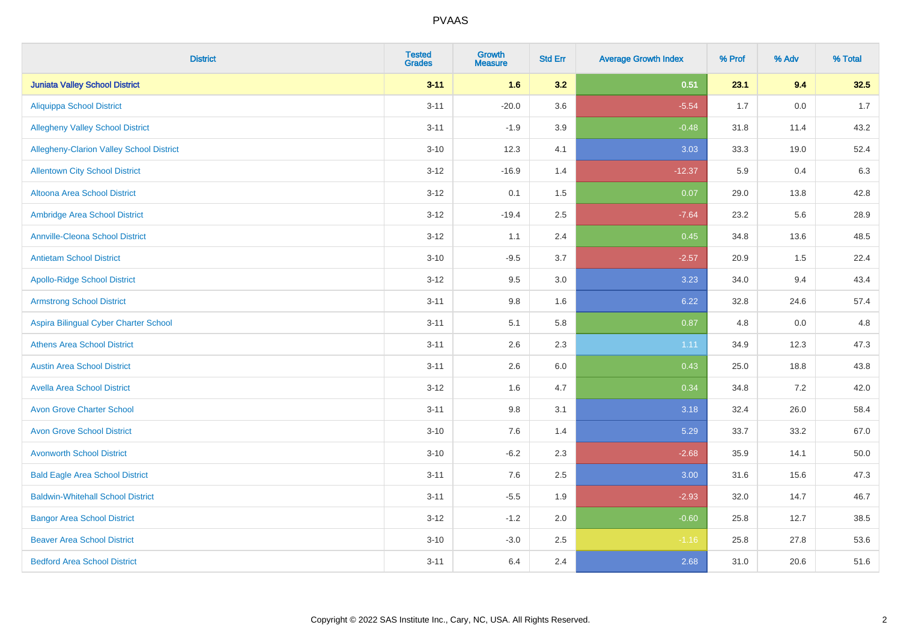| District | Tested Grades | Growth Measure | Std Err | Average Growth Index | % Prof | % Adv | % Total |
|---|---|---|---|---|---|---|---|
| **Juniata Valley School District** | **3-11** | **1.6** | **3.2** | **0.51** | **23.1** | **9.4** | **32.5** |
| Aliquippa School District | 3-11 | -20.0 | 3.6 | -5.54 | 1.7 | 0.0 | 1.7 |
| Allegheny Valley School District | 3-11 | -1.9 | 3.9 | -0.48 | 31.8 | 11.4 | 43.2 |
| Allegheny-Clarion Valley School District | 3-10 | 12.3 | 4.1 | 3.03 | 33.3 | 19.0 | 52.4 |
| Allentown City School District | 3-12 | -16.9 | 1.4 | -12.37 | 5.9 | 0.4 | 6.3 |
| Altoona Area School District | 3-12 | 0.1 | 1.5 | 0.07 | 29.0 | 13.8 | 42.8 |
| Ambridge Area School District | 3-12 | -19.4 | 2.5 | -7.64 | 23.2 | 5.6 | 28.9 |
| Annville-Cleona School District | 3-12 | 1.1 | 2.4 | 0.45 | 34.8 | 13.6 | 48.5 |
| Antietam School District | 3-10 | -9.5 | 3.7 | -2.57 | 20.9 | 1.5 | 22.4 |
| Apollo-Ridge School District | 3-12 | 9.5 | 3.0 | 3.23 | 34.0 | 9.4 | 43.4 |
| Armstrong School District | 3-11 | 9.8 | 1.6 | 6.22 | 32.8 | 24.6 | 57.4 |
| Aspira Bilingual Cyber Charter School | 3-11 | 5.1 | 5.8 | 0.87 | 4.8 | 0.0 | 4.8 |
| Athens Area School District | 3-11 | 2.6 | 2.3 | 1.11 | 34.9 | 12.3 | 47.3 |
| Austin Area School District | 3-11 | 2.6 | 6.0 | 0.43 | 25.0 | 18.8 | 43.8 |
| Avella Area School District | 3-12 | 1.6 | 4.7 | 0.34 | 34.8 | 7.2 | 42.0 |
| Avon Grove Charter School | 3-11 | 9.8 | 3.1 | 3.18 | 32.4 | 26.0 | 58.4 |
| Avon Grove School District | 3-10 | 7.6 | 1.4 | 5.29 | 33.7 | 33.2 | 67.0 |
| Avonworth School District | 3-10 | -6.2 | 2.3 | -2.68 | 35.9 | 14.1 | 50.0 |
| Bald Eagle Area School District | 3-11 | 7.6 | 2.5 | 3.00 | 31.6 | 15.6 | 47.3 |
| Baldwin-Whitehall School District | 3-11 | -5.5 | 1.9 | -2.93 | 32.0 | 14.7 | 46.7 |
| Bangor Area School District | 3-12 | -1.2 | 2.0 | -0.60 | 25.8 | 12.7 | 38.5 |
| Beaver Area School District | 3-10 | -3.0 | 2.5 | -1.16 | 25.8 | 27.8 | 53.6 |
| Bedford Area School District | 3-11 | 6.4 | 2.4 | 2.68 | 31.0 | 20.6 | 51.6 |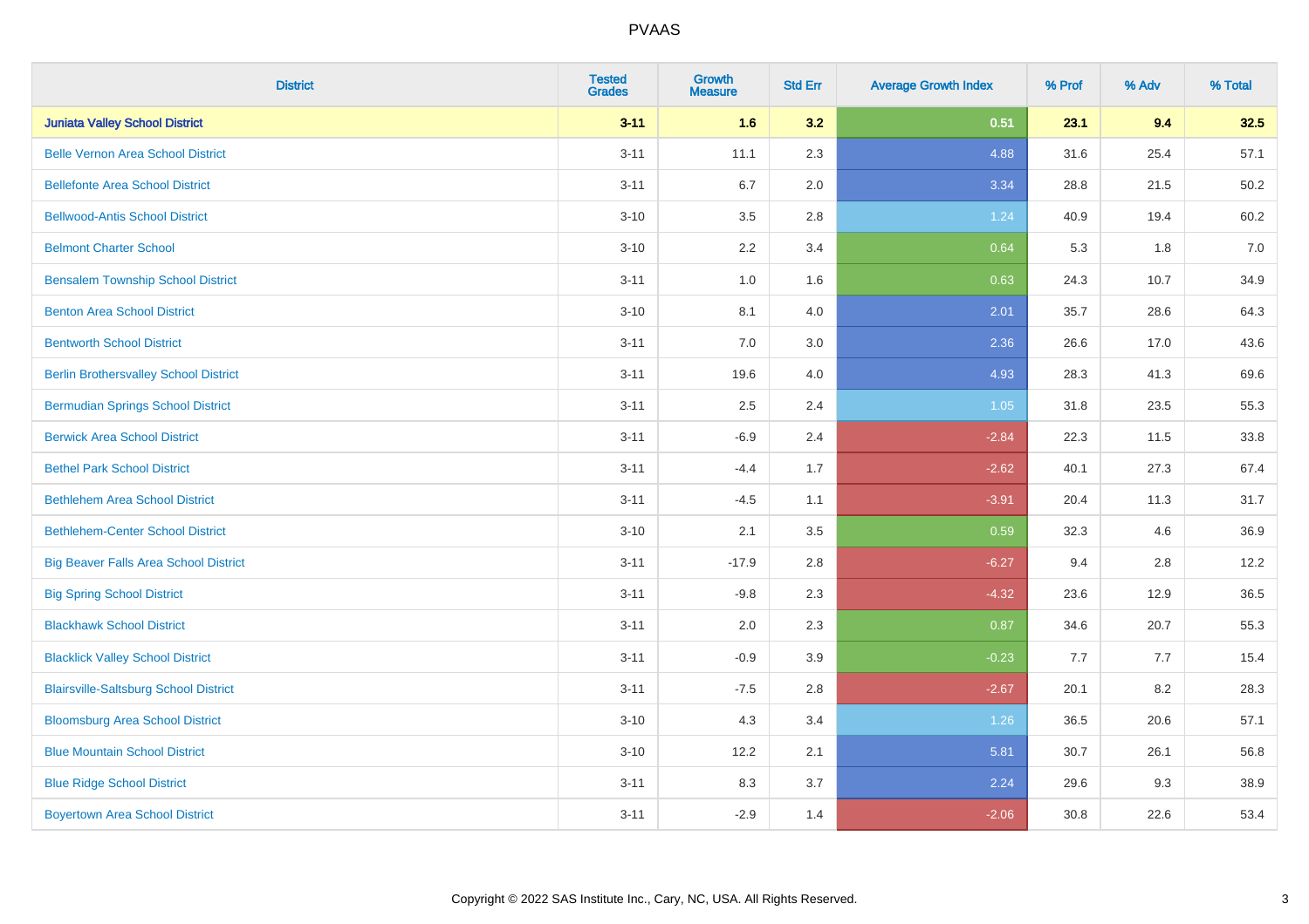# PVAAS

| District | Tested Grades | Growth Measure | Std Err | Average Growth Index | % Prof | % Adv | % Total |
|---|---|---|---|---|---|---|---|
| **Juniata Valley School District** | **3-11** | **1.6** | **3.2** | **0.51** | **23.1** | **9.4** | **32.5** |
| Belle Vernon Area School District | 3-11 | 11.1 | 2.3 | 4.88 | 31.6 | 25.4 | 57.1 |
| Bellefonte Area School District | 3-11 | 6.7 | 2.0 | 3.34 | 28.8 | 21.5 | 50.2 |
| Bellwood-Antis School District | 3-10 | 3.5 | 2.8 | 1.24 | 40.9 | 19.4 | 60.2 |
| Belmont Charter School | 3-10 | 2.2 | 3.4 | 0.64 | 5.3 | 1.8 | 7.0 |
| Bensalem Township School District | 3-11 | 1.0 | 1.6 | 0.63 | 24.3 | 10.7 | 34.9 |
| Benton Area School District | 3-10 | 8.1 | 4.0 | 2.01 | 35.7 | 28.6 | 64.3 |
| Bentworth School District | 3-11 | 7.0 | 3.0 | 2.36 | 26.6 | 17.0 | 43.6 |
| Berlin Brothersvalley School District | 3-11 | 19.6 | 4.0 | 4.93 | 28.3 | 41.3 | 69.6 |
| Bermudian Springs School District | 3-11 | 2.5 | 2.4 | 1.05 | 31.8 | 23.5 | 55.3 |
| Berwick Area School District | 3-11 | -6.9 | 2.4 | -2.84 | 22.3 | 11.5 | 33.8 |
| Bethel Park School District | 3-11 | -4.4 | 1.7 | -2.62 | 40.1 | 27.3 | 67.4 |
| Bethlehem Area School District | 3-11 | -4.5 | 1.1 | -3.91 | 20.4 | 11.3 | 31.7 |
| Bethlehem-Center School District | 3-10 | 2.1 | 3.5 | 0.59 | 32.3 | 4.6 | 36.9 |
| Big Beaver Falls Area School District | 3-11 | -17.9 | 2.8 | -6.27 | 9.4 | 2.8 | 12.2 |
| Big Spring School District | 3-11 | -9.8 | 2.3 | -4.32 | 23.6 | 12.9 | 36.5 |
| Blackhawk School District | 3-11 | 2.0 | 2.3 | 0.87 | 34.6 | 20.7 | 55.3 |
| Blacklick Valley School District | 3-11 | -0.9 | 3.9 | -0.23 | 7.7 | 7.7 | 15.4 |
| Blairsville-Saltsburg School District | 3-11 | -7.5 | 2.8 | -2.67 | 20.1 | 8.2 | 28.3 |
| Bloomsburg Area School District | 3-10 | 4.3 | 3.4 | 1.26 | 36.5 | 20.6 | 57.1 |
| Blue Mountain School District | 3-10 | 12.2 | 2.1 | 5.81 | 30.7 | 26.1 | 56.8 |
| Blue Ridge School District | 3-11 | 8.3 | 3.7 | 2.24 | 29.6 | 9.3 | 38.9 |
| Boyertown Area School District | 3-11 | -2.9 | 1.4 | -2.06 | 30.8 | 22.6 | 53.4 |

Copyright © 2022 SAS Institute Inc., Cary, NC, USA. All Rights Reserved.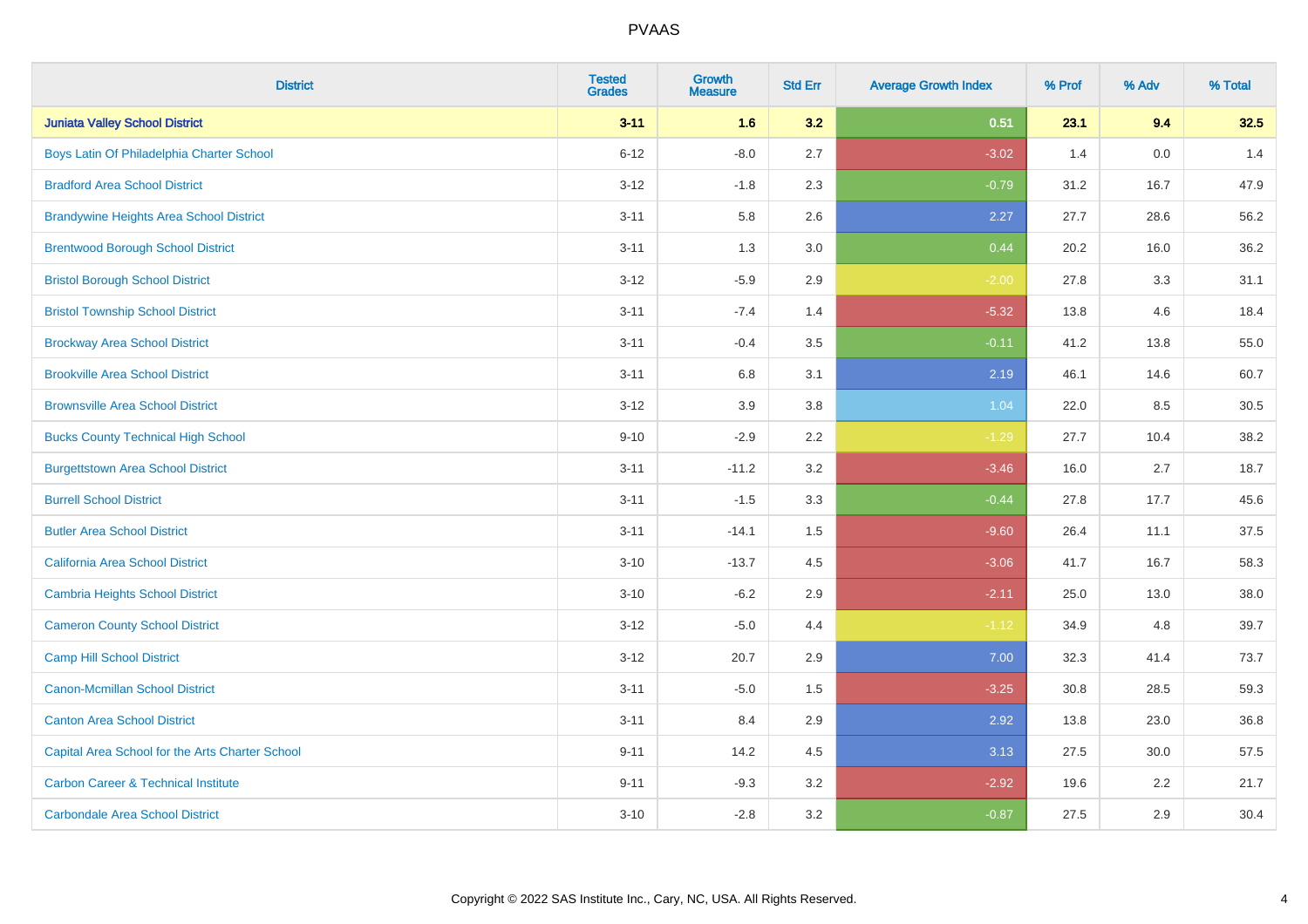# PVAAS

| District | Tested Grades | Growth Measure | Std Err | Average Growth Index | % Prof | % Adv | % Total |
|---|---|---|---|---|---|---|---|
| **Juniata Valley School District** | **3-11** | **1.6** | **3.2** | **0.51** | **23.1** | **9.4** | **32.5** |
| Boys Latin Of Philadelphia Charter School | 6-12 | -8.0 | 2.7 | -3.02 | 1.4 | 0.0 | 1.4 |
| Bradford Area School District | 3-12 | -1.8 | 2.3 | -0.79 | 31.2 | 16.7 | 47.9 |
| Brandywine Heights Area School District | 3-11 | 5.8 | 2.6 | 2.27 | 27.7 | 28.6 | 56.2 |
| Brentwood Borough School District | 3-11 | 1.3 | 3.0 | 0.44 | 20.2 | 16.0 | 36.2 |
| Bristol Borough School District | 3-12 | -5.9 | 2.9 | -2.00 | 27.8 | 3.3 | 31.1 |
| Bristol Township School District | 3-11 | -7.4 | 1.4 | -5.32 | 13.8 | 4.6 | 18.4 |
| Brockway Area School District | 3-11 | -0.4 | 3.5 | -0.11 | 41.2 | 13.8 | 55.0 |
| Brookville Area School District | 3-11 | 6.8 | 3.1 | 2.19 | 46.1 | 14.6 | 60.7 |
| Brownsville Area School District | 3-12 | 3.9 | 3.8 | 1.04 | 22.0 | 8.5 | 30.5 |
| Bucks County Technical High School | 9-10 | -2.9 | 2.2 | -1.29 | 27.7 | 10.4 | 38.2 |
| Burgettstown Area School District | 3-11 | -11.2 | 3.2 | -3.46 | 16.0 | 2.7 | 18.7 |
| Burrell School District | 3-11 | -1.5 | 3.3 | -0.44 | 27.8 | 17.7 | 45.6 |
| Butler Area School District | 3-11 | -14.1 | 1.5 | -9.60 | 26.4 | 11.1 | 37.5 |
| California Area School District | 3-10 | -13.7 | 4.5 | -3.06 | 41.7 | 16.7 | 58.3 |
| Cambria Heights School District | 3-10 | -6.2 | 2.9 | -2.11 | 25.0 | 13.0 | 38.0 |
| Cameron County School District | 3-12 | -5.0 | 4.4 | -1.12 | 34.9 | 4.8 | 39.7 |
| Camp Hill School District | 3-12 | 20.7 | 2.9 | 7.00 | 32.3 | 41.4 | 73.7 |
| Canon-Mcmillan School District | 3-11 | -5.0 | 1.5 | -3.25 | 30.8 | 28.5 | 59.3 |
| Canton Area School District | 3-11 | 8.4 | 2.9 | 2.92 | 13.8 | 23.0 | 36.8 |
| Capital Area School for the Arts Charter School | 9-11 | 14.2 | 4.5 | 3.13 | 27.5 | 30.0 | 57.5 |
| Carbon Career & Technical Institute | 9-11 | -9.3 | 3.2 | -2.92 | 19.6 | 2.2 | 21.7 |
| Carbondale Area School District | 3-10 | -2.8 | 3.2 | -0.87 | 27.5 | 2.9 | 30.4 |

Copyright © 2022 SAS Institute Inc., Cary, NC, USA. All Rights Reserved.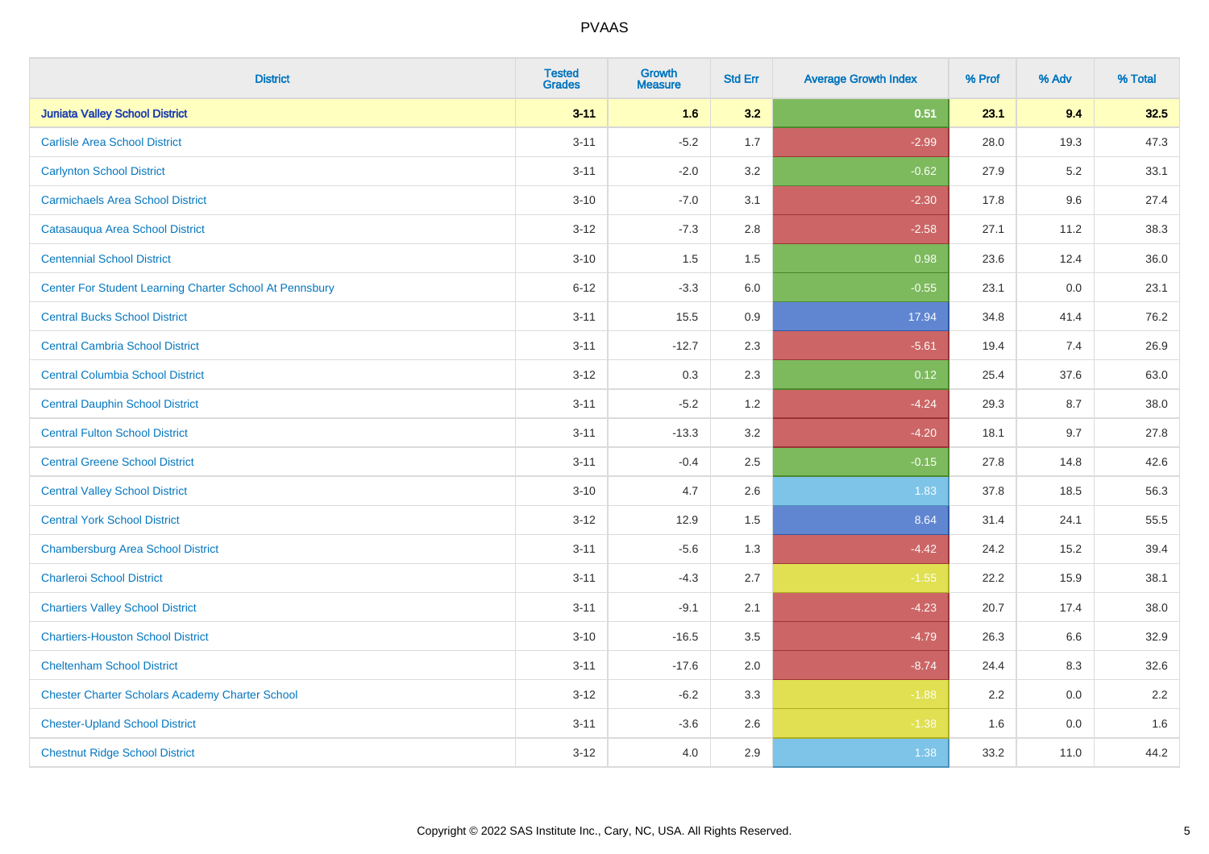| District | Tested Grades | Growth Measure | Std Err | Average Growth Index | % Prof | % Adv | % Total |
|---|---|---|---|---|---|---|---|
| **Juniata Valley School District** | **3-11** | **1.6** | **3.2** | **0.51** | **23.1** | **9.4** | **32.5** |
| Carlisle Area School District | 3-11 | -5.2 | 1.7 | -2.99 | 28.0 | 19.3 | 47.3 |
| Carlynton School District | 3-11 | -2.0 | 3.2 | -0.62 | 27.9 | 5.2 | 33.1 |
| Carmichaels Area School District | 3-10 | -7.0 | 3.1 | -2.30 | 17.8 | 9.6 | 27.4 |
| Catasauqua Area School District | 3-12 | -7.3 | 2.8 | -2.58 | 27.1 | 11.2 | 38.3 |
| Centennial School District | 3-10 | 1.5 | 1.5 | 0.98 | 23.6 | 12.4 | 36.0 |
| Center For Student Learning Charter School At Pennsbury | 6-12 | -3.3 | 6.0 | -0.55 | 23.1 | 0.0 | 23.1 |
| Central Bucks School District | 3-11 | 15.5 | 0.9 | 17.94 | 34.8 | 41.4 | 76.2 |
| Central Cambria School District | 3-11 | -12.7 | 2.3 | -5.61 | 19.4 | 7.4 | 26.9 |
| Central Columbia School District | 3-12 | 0.3 | 2.3 | 0.12 | 25.4 | 37.6 | 63.0 |
| Central Dauphin School District | 3-11 | -5.2 | 1.2 | -4.24 | 29.3 | 8.7 | 38.0 |
| Central Fulton School District | 3-11 | -13.3 | 3.2 | -4.20 | 18.1 | 9.7 | 27.8 |
| Central Greene School District | 3-11 | -0.4 | 2.5 | -0.15 | 27.8 | 14.8 | 42.6 |
| Central Valley School District | 3-10 | 4.7 | 2.6 | 1.83 | 37.8 | 18.5 | 56.3 |
| Central York School District | 3-12 | 12.9 | 1.5 | 8.64 | 31.4 | 24.1 | 55.5 |
| Chambersburg Area School District | 3-11 | -5.6 | 1.3 | -4.42 | 24.2 | 15.2 | 39.4 |
| Charleroi School District | 3-11 | -4.3 | 2.7 | -1.55 | 22.2 | 15.9 | 38.1 |
| Chartiers Valley School District | 3-11 | -9.1 | 2.1 | -4.23 | 20.7 | 17.4 | 38.0 |
| Chartiers-Houston School District | 3-10 | -16.5 | 3.5 | -4.79 | 26.3 | 6.6 | 32.9 |
| Cheltenham School District | 3-11 | -17.6 | 2.0 | -8.74 | 24.4 | 8.3 | 32.6 |
| Chester Charter Scholars Academy Charter School | 3-12 | -6.2 | 3.3 | -1.88 | 2.2 | 0.0 | 2.2 |
| Chester-Upland School District | 3-11 | -3.6 | 2.6 | -1.38 | 1.6 | 0.0 | 1.6 |
| Chestnut Ridge School District | 3-12 | 4.0 | 2.9 | 1.38 | 33.2 | 11.0 | 44.2 |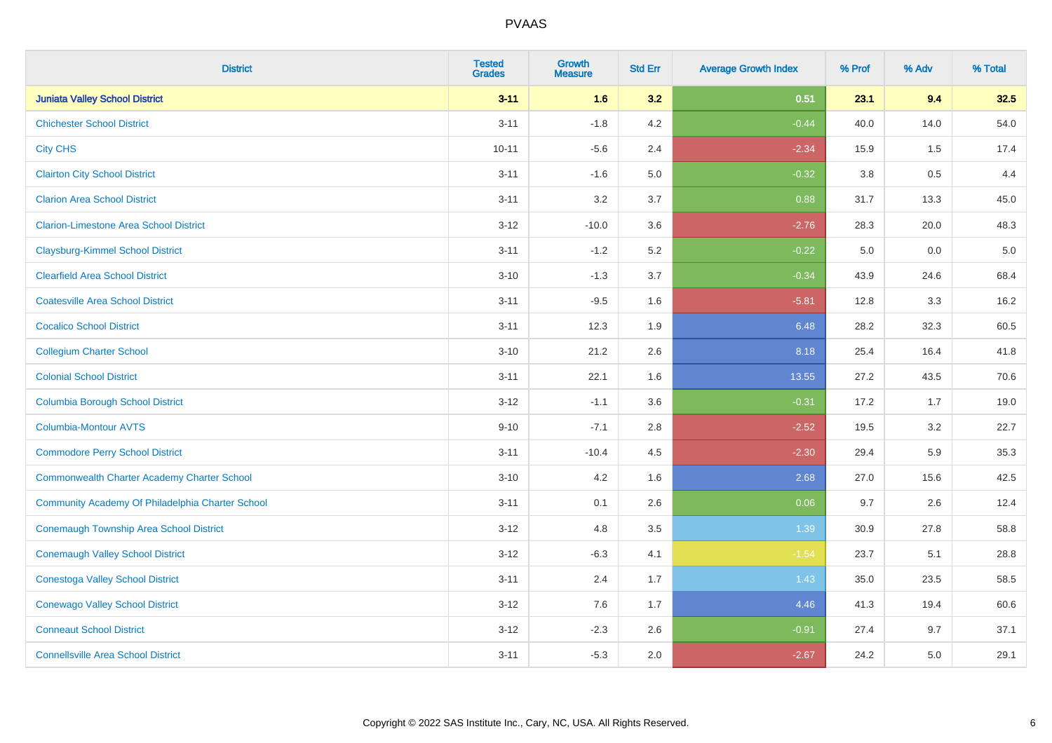# PVAAS

| District | Tested Grades | Growth Measure | Std Err | Average Growth Index | % Prof | % Adv | % Total |
|---|---|---|---|---|---|---|---|
| **Juniata Valley School District** | **3-11** | **1.6** | **3.2** | **0.51** | **23.1** | **9.4** | **32.5** |
| Chichester School District | 3-11 | -1.8 | 4.2 | -0.44 | 40.0 | 14.0 | 54.0 |
| City CHS | 10-11 | -5.6 | 2.4 | -2.34 | 15.9 | 1.5 | 17.4 |
| Clairton City School District | 3-11 | -1.6 | 5.0 | -0.32 | 3.8 | 0.5 | 4.4 |
| Clarion Area School District | 3-11 | 3.2 | 3.7 | 0.88 | 31.7 | 13.3 | 45.0 |
| Clarion-Limestone Area School District | 3-12 | -10.0 | 3.6 | -2.76 | 28.3 | 20.0 | 48.3 |
| Claysburg-Kimmel School District | 3-11 | -1.2 | 5.2 | -0.22 | 5.0 | 0.0 | 5.0 |
| Clearfield Area School District | 3-10 | -1.3 | 3.7 | -0.34 | 43.9 | 24.6 | 68.4 |
| Coatesville Area School District | 3-11 | -9.5 | 1.6 | -5.81 | 12.8 | 3.3 | 16.2 |
| Cocalico School District | 3-11 | 12.3 | 1.9 | 6.48 | 28.2 | 32.3 | 60.5 |
| Collegium Charter School | 3-10 | 21.2 | 2.6 | 8.18 | 25.4 | 16.4 | 41.8 |
| Colonial School District | 3-11 | 22.1 | 1.6 | 13.55 | 27.2 | 43.5 | 70.6 |
| Columbia Borough School District | 3-12 | -1.1 | 3.6 | -0.31 | 17.2 | 1.7 | 19.0 |
| Columbia-Montour AVTS | 9-10 | -7.1 | 2.8 | -2.52 | 19.5 | 3.2 | 22.7 |
| Commodore Perry School District | 3-11 | -10.4 | 4.5 | -2.30 | 29.4 | 5.9 | 35.3 |
| Commonwealth Charter Academy Charter School | 3-10 | 4.2 | 1.6 | 2.68 | 27.0 | 15.6 | 42.5 |
| Community Academy Of Philadelphia Charter School | 3-11 | 0.1 | 2.6 | 0.06 | 9.7 | 2.6 | 12.4 |
| Conemaugh Township Area School District | 3-12 | 4.8 | 3.5 | 1.39 | 30.9 | 27.8 | 58.8 |
| Conemaugh Valley School District | 3-12 | -6.3 | 4.1 | -1.54 | 23.7 | 5.1 | 28.8 |
| Conestoga Valley School District | 3-11 | 2.4 | 1.7 | 1.43 | 35.0 | 23.5 | 58.5 |
| Conewago Valley School District | 3-12 | 7.6 | 1.7 | 4.46 | 41.3 | 19.4 | 60.6 |
| Conneaut School District | 3-12 | -2.3 | 2.6 | -0.91 | 27.4 | 9.7 | 37.1 |
| Connellsville Area School District | 3-11 | -5.3 | 2.0 | -2.67 | 24.2 | 5.0 | 29.1 |

Copyright © 2022 SAS Institute Inc., Cary, NC, USA. All Rights Reserved.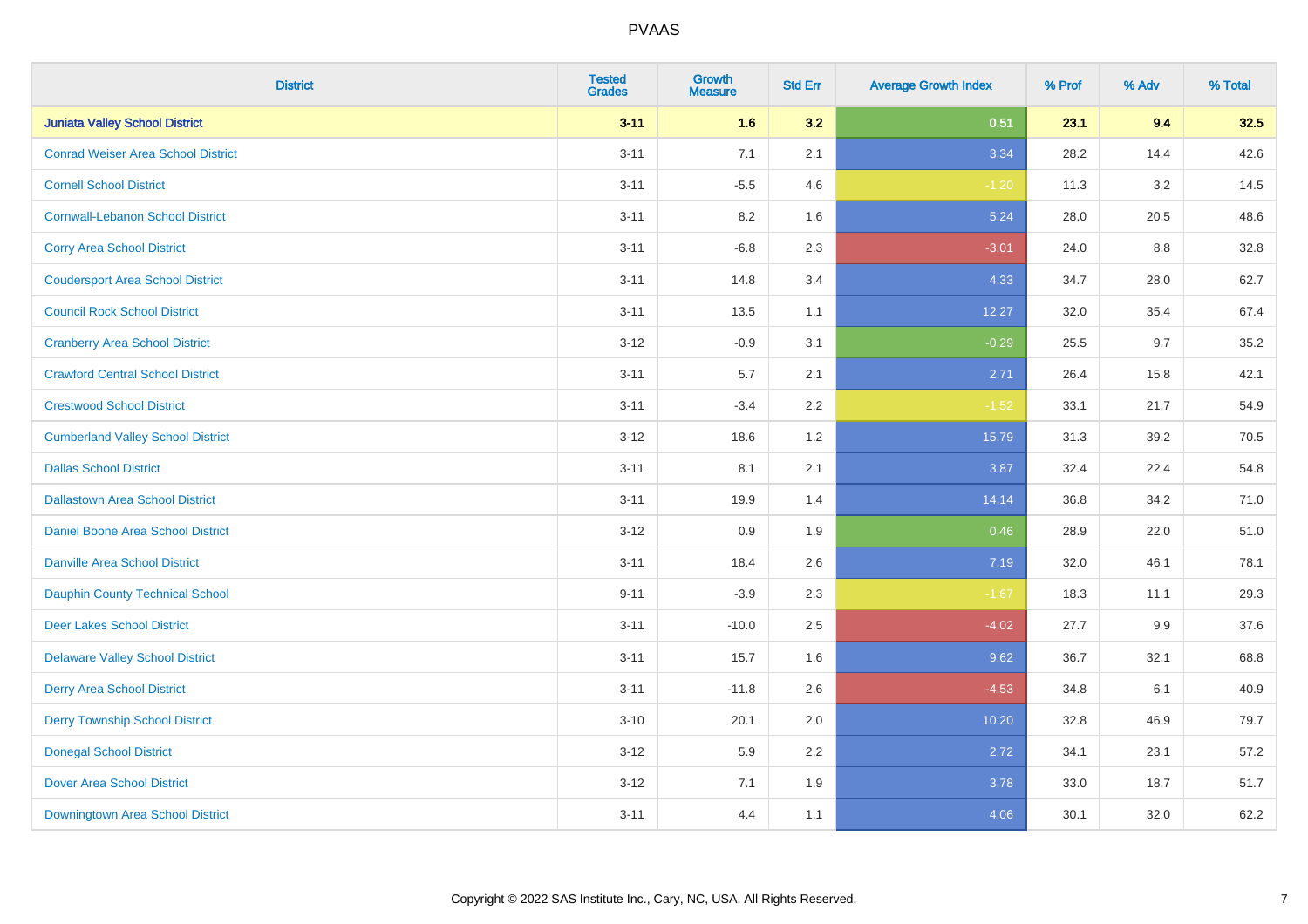# PVAAS

| District | Tested Grades | Growth Measure | Std Err | Average Growth Index | % Prof | % Adv | % Total |
|---|---|---|---|---|---|---|---|
| **Juniata Valley School District** | **3-11** | **1.6** | **3.2** | **0.51** | **23.1** | **9.4** | **32.5** |
| Conrad Weiser Area School District | 3-11 | 7.1 | 2.1 | 3.34 | 28.2 | 14.4 | 42.6 |
| Cornell School District | 3-11 | -5.5 | 4.6 | -1.20 | 11.3 | 3.2 | 14.5 |
| Cornwall-Lebanon School District | 3-11 | 8.2 | 1.6 | 5.24 | 28.0 | 20.5 | 48.6 |
| Corry Area School District | 3-11 | -6.8 | 2.3 | -3.01 | 24.0 | 8.8 | 32.8 |
| Coudersport Area School District | 3-11 | 14.8 | 3.4 | 4.33 | 34.7 | 28.0 | 62.7 |
| Council Rock School District | 3-11 | 13.5 | 1.1 | 12.27 | 32.0 | 35.4 | 67.4 |
| Cranberry Area School District | 3-12 | -0.9 | 3.1 | -0.29 | 25.5 | 9.7 | 35.2 |
| Crawford Central School District | 3-11 | 5.7 | 2.1 | 2.71 | 26.4 | 15.8 | 42.1 |
| Crestwood School District | 3-11 | -3.4 | 2.2 | -1.52 | 33.1 | 21.7 | 54.9 |
| Cumberland Valley School District | 3-12 | 18.6 | 1.2 | 15.79 | 31.3 | 39.2 | 70.5 |
| Dallas School District | 3-11 | 8.1 | 2.1 | 3.87 | 32.4 | 22.4 | 54.8 |
| Dallastown Area School District | 3-11 | 19.9 | 1.4 | 14.14 | 36.8 | 34.2 | 71.0 |
| Daniel Boone Area School District | 3-12 | 0.9 | 1.9 | 0.46 | 28.9 | 22.0 | 51.0 |
| Danville Area School District | 3-11 | 18.4 | 2.6 | 7.19 | 32.0 | 46.1 | 78.1 |
| Dauphin County Technical School | 9-11 | -3.9 | 2.3 | -1.67 | 18.3 | 11.1 | 29.3 |
| Deer Lakes School District | 3-11 | -10.0 | 2.5 | -4.02 | 27.7 | 9.9 | 37.6 |
| Delaware Valley School District | 3-11 | 15.7 | 1.6 | 9.62 | 36.7 | 32.1 | 68.8 |
| Derry Area School District | 3-11 | -11.8 | 2.6 | -4.53 | 34.8 | 6.1 | 40.9 |
| Derry Township School District | 3-10 | 20.1 | 2.0 | 10.20 | 32.8 | 46.9 | 79.7 |
| Donegal School District | 3-12 | 5.9 | 2.2 | 2.72 | 34.1 | 23.1 | 57.2 |
| Dover Area School District | 3-12 | 7.1 | 1.9 | 3.78 | 33.0 | 18.7 | 51.7 |
| Downingtown Area School District | 3-11 | 4.4 | 1.1 | 4.06 | 30.1 | 32.0 | 62.2 |

Copyright © 2022 SAS Institute Inc., Cary, NC, USA. All Rights Reserved.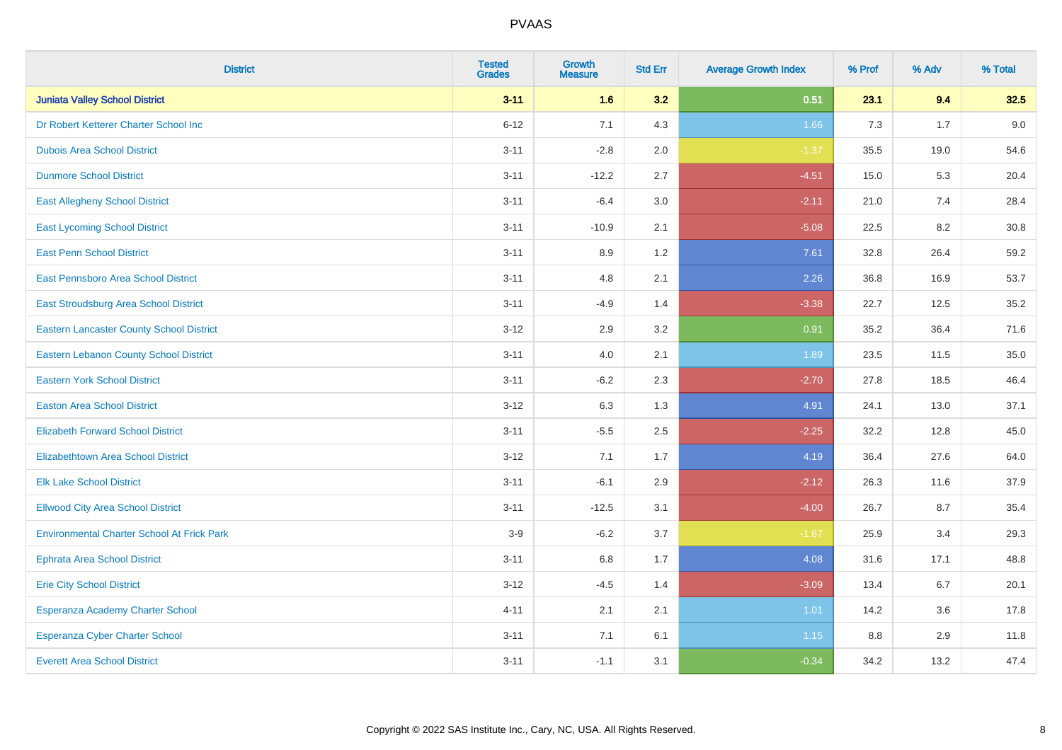| District | Tested Grades | Growth Measure | Std Err | Average Growth Index | % Prof | % Adv | % Total |
|---|---|---|---|---|---|---|---|
| **Juniata Valley School District** | **3-11** | **1.6** | **3.2** | **0.51** | **23.1** | **9.4** | **32.5** |
| Dr Robert Ketterer Charter School Inc | 6-12 | 7.1 | 4.3 | 1.66 | 7.3 | 1.7 | 9.0 |
| Dubois Area School District | 3-11 | -2.8 | 2.0 | -1.37 | 35.5 | 19.0 | 54.6 |
| Dunmore School District | 3-11 | -12.2 | 2.7 | -4.51 | 15.0 | 5.3 | 20.4 |
| East Allegheny School District | 3-11 | -6.4 | 3.0 | -2.11 | 21.0 | 7.4 | 28.4 |
| East Lycoming School District | 3-11 | -10.9 | 2.1 | -5.08 | 22.5 | 8.2 | 30.8 |
| East Penn School District | 3-11 | 8.9 | 1.2 | 7.61 | 32.8 | 26.4 | 59.2 |
| East Pennsboro Area School District | 3-11 | 4.8 | 2.1 | 2.26 | 36.8 | 16.9 | 53.7 |
| East Stroudsburg Area School District | 3-11 | -4.9 | 1.4 | -3.38 | 22.7 | 12.5 | 35.2 |
| Eastern Lancaster County School District | 3-12 | 2.9 | 3.2 | 0.91 | 35.2 | 36.4 | 71.6 |
| Eastern Lebanon County School District | 3-11 | 4.0 | 2.1 | 1.89 | 23.5 | 11.5 | 35.0 |
| Eastern York School District | 3-11 | -6.2 | 2.3 | -2.70 | 27.8 | 18.5 | 46.4 |
| Easton Area School District | 3-12 | 6.3 | 1.3 | 4.91 | 24.1 | 13.0 | 37.1 |
| Elizabeth Forward School District | 3-11 | -5.5 | 2.5 | -2.25 | 32.2 | 12.8 | 45.0 |
| Elizabethtown Area School District | 3-12 | 7.1 | 1.7 | 4.19 | 36.4 | 27.6 | 64.0 |
| Elk Lake School District | 3-11 | -6.1 | 2.9 | -2.12 | 26.3 | 11.6 | 37.9 |
| Ellwood City Area School District | 3-11 | -12.5 | 3.1 | -4.00 | 26.7 | 8.7 | 35.4 |
| Environmental Charter School At Frick Park | 3-9 | -6.2 | 3.7 | -1.67 | 25.9 | 3.4 | 29.3 |
| Ephrata Area School District | 3-11 | 6.8 | 1.7 | 4.08 | 31.6 | 17.1 | 48.8 |
| Erie City School District | 3-12 | -4.5 | 1.4 | -3.09 | 13.4 | 6.7 | 20.1 |
| Esperanza Academy Charter School | 4-11 | 2.1 | 2.1 | 1.01 | 14.2 | 3.6 | 17.8 |
| Esperanza Cyber Charter School | 3-11 | 7.1 | 6.1 | 1.15 | 8.8 | 2.9 | 11.8 |
| Everett Area School District | 3-11 | -1.1 | 3.1 | -0.34 | 34.2 | 13.2 | 47.4 |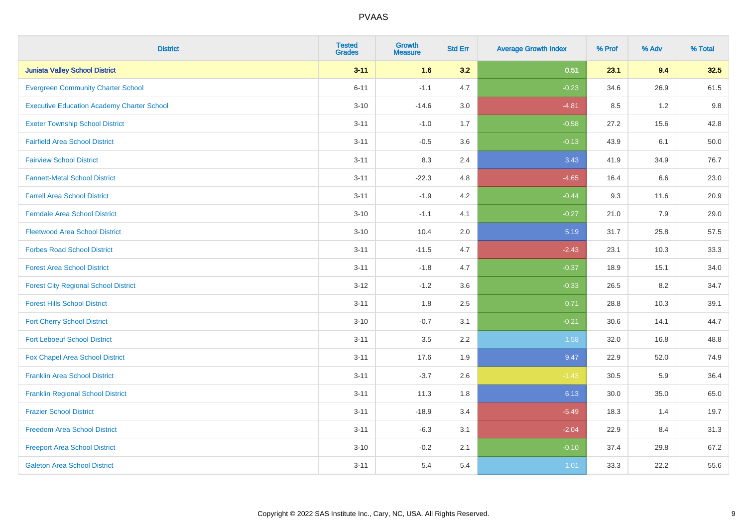| District | Tested Grades | Growth Measure | Std Err | Average Growth Index | % Prof | % Adv | % Total |
|---|---|---|---|---|---|---|---|
| **Juniata Valley School District** | **3-11** | **1.6** | **3.2** | **0.51** | **23.1** | **9.4** | **32.5** |
| Evergreen Community Charter School | 6-11 | -1.1 | 4.7 | -0.23 | 34.6 | 26.9 | 61.5 |
| Executive Education Academy Charter School | 3-10 | -14.6 | 3.0 | -4.81 | 8.5 | 1.2 | 9.8 |
| Exeter Township School District | 3-11 | -1.0 | 1.7 | -0.58 | 27.2 | 15.6 | 42.8 |
| Fairfield Area School District | 3-11 | -0.5 | 3.6 | -0.13 | 43.9 | 6.1 | 50.0 |
| Fairview School District | 3-11 | 8.3 | 2.4 | 3.43 | 41.9 | 34.9 | 76.7 |
| Fannett-Metal School District | 3-11 | -22.3 | 4.8 | -4.65 | 16.4 | 6.6 | 23.0 |
| Farrell Area School District | 3-11 | -1.9 | 4.2 | -0.44 | 9.3 | 11.6 | 20.9 |
| Ferndale Area School District | 3-10 | -1.1 | 4.1 | -0.27 | 21.0 | 7.9 | 29.0 |
| Fleetwood Area School District | 3-10 | 10.4 | 2.0 | 5.19 | 31.7 | 25.8 | 57.5 |
| Forbes Road School District | 3-11 | -11.5 | 4.7 | -2.43 | 23.1 | 10.3 | 33.3 |
| Forest Area School District | 3-11 | -1.8 | 4.7 | -0.37 | 18.9 | 15.1 | 34.0 |
| Forest City Regional School District | 3-12 | -1.2 | 3.6 | -0.33 | 26.5 | 8.2 | 34.7 |
| Forest Hills School District | 3-11 | 1.8 | 2.5 | 0.71 | 28.8 | 10.3 | 39.1 |
| Fort Cherry School District | 3-10 | -0.7 | 3.1 | -0.21 | 30.6 | 14.1 | 44.7 |
| Fort Leboeuf School District | 3-11 | 3.5 | 2.2 | 1.58 | 32.0 | 16.8 | 48.8 |
| Fox Chapel Area School District | 3-11 | 17.6 | 1.9 | 9.47 | 22.9 | 52.0 | 74.9 |
| Franklin Area School District | 3-11 | -3.7 | 2.6 | -1.43 | 30.5 | 5.9 | 36.4 |
| Franklin Regional School District | 3-11 | 11.3 | 1.8 | 6.13 | 30.0 | 35.0 | 65.0 |
| Frazier School District | 3-11 | -18.9 | 3.4 | -5.49 | 18.3 | 1.4 | 19.7 |
| Freedom Area School District | 3-11 | -6.3 | 3.1 | -2.04 | 22.9 | 8.4 | 31.3 |
| Freeport Area School District | 3-10 | -0.2 | 2.1 | -0.10 | 37.4 | 29.8 | 67.2 |
| Galeton Area School District | 3-11 | 5.4 | 5.4 | 1.01 | 33.3 | 22.2 | 55.6 |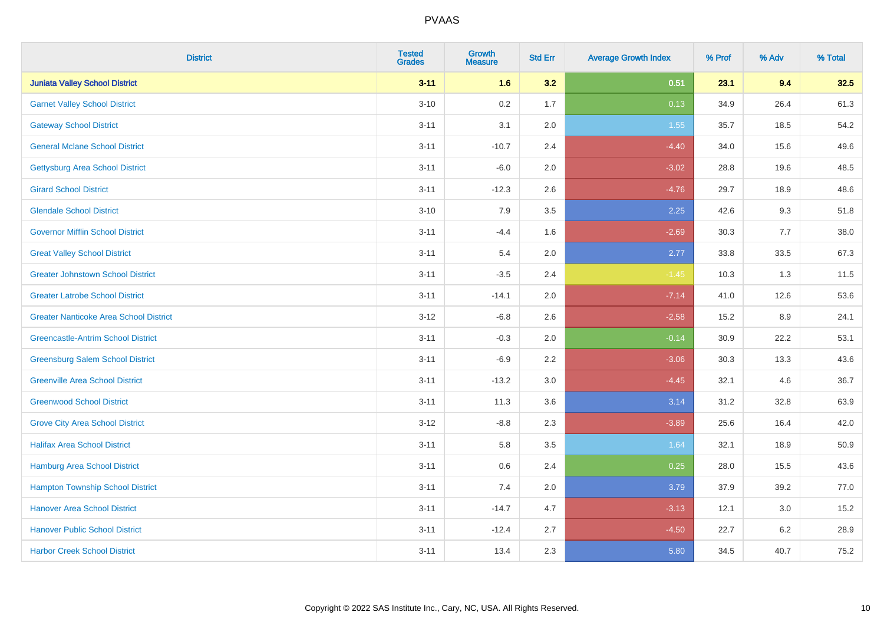| District | Tested Grades | Growth Measure | Std Err | Average Growth Index | % Prof | % Adv | % Total |
|---|---|---|---|---|---|---|---|
| **Juniata Valley School District** | **3-11** | **1.6** | **3.2** | **0.51** | **23.1** | **9.4** | **32.5** |
| Garnet Valley School District | 3-10 | 0.2 | 1.7 | 0.13 | 34.9 | 26.4 | 61.3 |
| Gateway School District | 3-11 | 3.1 | 2.0 | 1.55 | 35.7 | 18.5 | 54.2 |
| General Mclane School District | 3-11 | -10.7 | 2.4 | -4.40 | 34.0 | 15.6 | 49.6 |
| Gettysburg Area School District | 3-11 | -6.0 | 2.0 | -3.02 | 28.8 | 19.6 | 48.5 |
| Girard School District | 3-11 | -12.3 | 2.6 | -4.76 | 29.7 | 18.9 | 48.6 |
| Glendale School District | 3-10 | 7.9 | 3.5 | 2.25 | 42.6 | 9.3 | 51.8 |
| Governor Mifflin School District | 3-11 | -4.4 | 1.6 | -2.69 | 30.3 | 7.7 | 38.0 |
| Great Valley School District | 3-11 | 5.4 | 2.0 | 2.77 | 33.8 | 33.5 | 67.3 |
| Greater Johnstown School District | 3-11 | -3.5 | 2.4 | -1.45 | 10.3 | 1.3 | 11.5 |
| Greater Latrobe School District | 3-11 | -14.1 | 2.0 | -7.14 | 41.0 | 12.6 | 53.6 |
| Greater Nanticoke Area School District | 3-12 | -6.8 | 2.6 | -2.58 | 15.2 | 8.9 | 24.1 |
| Greencastle-Antrim School District | 3-11 | -0.3 | 2.0 | -0.14 | 30.9 | 22.2 | 53.1 |
| Greensburg Salem School District | 3-11 | -6.9 | 2.2 | -3.06 | 30.3 | 13.3 | 43.6 |
| Greenville Area School District | 3-11 | -13.2 | 3.0 | -4.45 | 32.1 | 4.6 | 36.7 |
| Greenwood School District | 3-11 | 11.3 | 3.6 | 3.14 | 31.2 | 32.8 | 63.9 |
| Grove City Area School District | 3-12 | -8.8 | 2.3 | -3.89 | 25.6 | 16.4 | 42.0 |
| Halifax Area School District | 3-11 | 5.8 | 3.5 | 1.64 | 32.1 | 18.9 | 50.9 |
| Hamburg Area School District | 3-11 | 0.6 | 2.4 | 0.25 | 28.0 | 15.5 | 43.6 |
| Hampton Township School District | 3-11 | 7.4 | 2.0 | 3.79 | 37.9 | 39.2 | 77.0 |
| Hanover Area School District | 3-11 | -14.7 | 4.7 | -3.13 | 12.1 | 3.0 | 15.2 |
| Hanover Public School District | 3-11 | -12.4 | 2.7 | -4.50 | 22.7 | 6.2 | 28.9 |
| Harbor Creek School District | 3-11 | 13.4 | 2.3 | 5.80 | 34.5 | 40.7 | 75.2 |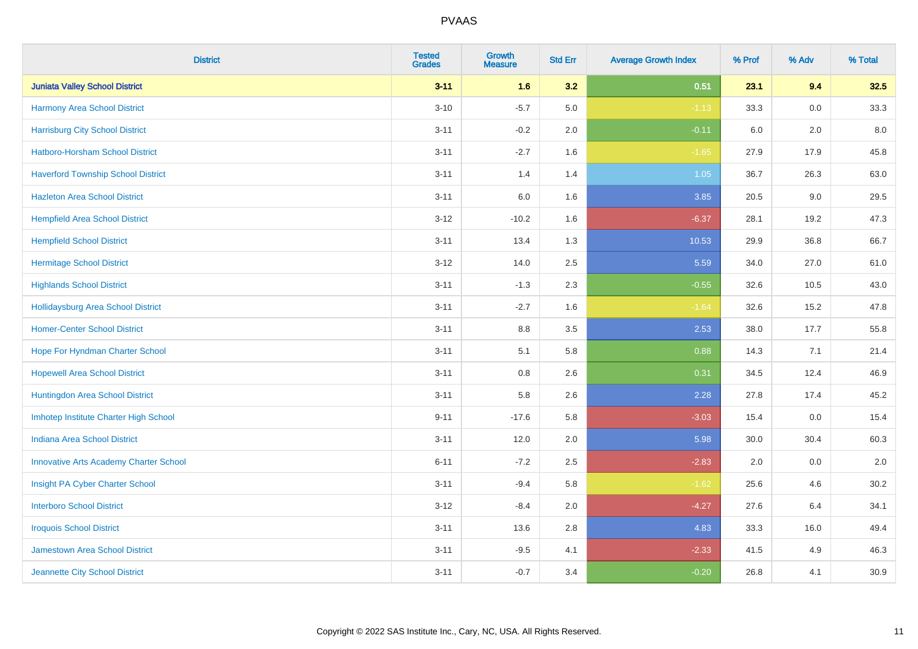PVAAS

| District | Tested Grades | Growth Measure | Std Err | Average Growth Index | % Prof | % Adv | % Total |
|---|---|---|---|---|---|---|---|
| **Juniata Valley School District** | **3-11** | **1.6** | **3.2** | **0.51** | **23.1** | **9.4** | **32.5** |
| Harmony Area School District | 3-10 | -5.7 | 5.0 | -1.13 | 33.3 | 0.0 | 33.3 |
| Harrisburg City School District | 3-11 | -0.2 | 2.0 | -0.11 | 6.0 | 2.0 | 8.0 |
| Hatboro-Horsham School District | 3-11 | -2.7 | 1.6 | -1.65 | 27.9 | 17.9 | 45.8 |
| Haverford Township School District | 3-11 | 1.4 | 1.4 | 1.05 | 36.7 | 26.3 | 63.0 |
| Hazleton Area School District | 3-11 | 6.0 | 1.6 | 3.85 | 20.5 | 9.0 | 29.5 |
| Hempfield Area School District | 3-12 | -10.2 | 1.6 | -6.37 | 28.1 | 19.2 | 47.3 |
| Hempfield School District | 3-11 | 13.4 | 1.3 | 10.53 | 29.9 | 36.8 | 66.7 |
| Hermitage School District | 3-12 | 14.0 | 2.5 | 5.59 | 34.0 | 27.0 | 61.0 |
| Highlands School District | 3-11 | -1.3 | 2.3 | -0.55 | 32.6 | 10.5 | 43.0 |
| Hollidaysburg Area School District | 3-11 | -2.7 | 1.6 | -1.64 | 32.6 | 15.2 | 47.8 |
| Homer-Center School District | 3-11 | 8.8 | 3.5 | 2.53 | 38.0 | 17.7 | 55.8 |
| Hope For Hyndman Charter School | 3-11 | 5.1 | 5.8 | 0.88 | 14.3 | 7.1 | 21.4 |
| Hopewell Area School District | 3-11 | 0.8 | 2.6 | 0.31 | 34.5 | 12.4 | 46.9 |
| Huntingdon Area School District | 3-11 | 5.8 | 2.6 | 2.28 | 27.8 | 17.4 | 45.2 |
| Imhotep Institute Charter High School | 9-11 | -17.6 | 5.8 | -3.03 | 15.4 | 0.0 | 15.4 |
| Indiana Area School District | 3-11 | 12.0 | 2.0 | 5.98 | 30.0 | 30.4 | 60.3 |
| Innovative Arts Academy Charter School | 6-11 | -7.2 | 2.5 | -2.83 | 2.0 | 0.0 | 2.0 |
| Insight PA Cyber Charter School | 3-11 | -9.4 | 5.8 | -1.62 | 25.6 | 4.6 | 30.2 |
| Interboro School District | 3-12 | -8.4 | 2.0 | -4.27 | 27.6 | 6.4 | 34.1 |
| Iroquois School District | 3-11 | 13.6 | 2.8 | 4.83 | 33.3 | 16.0 | 49.4 |
| Jamestown Area School District | 3-11 | -9.5 | 4.1 | -2.33 | 41.5 | 4.9 | 46.3 |
| Jeannette City School District | 3-11 | -0.7 | 3.4 | -0.20 | 26.8 | 4.1 | 30.9 |

Copyright © 2022 SAS Institute Inc., Cary, NC, USA. All Rights Reserved.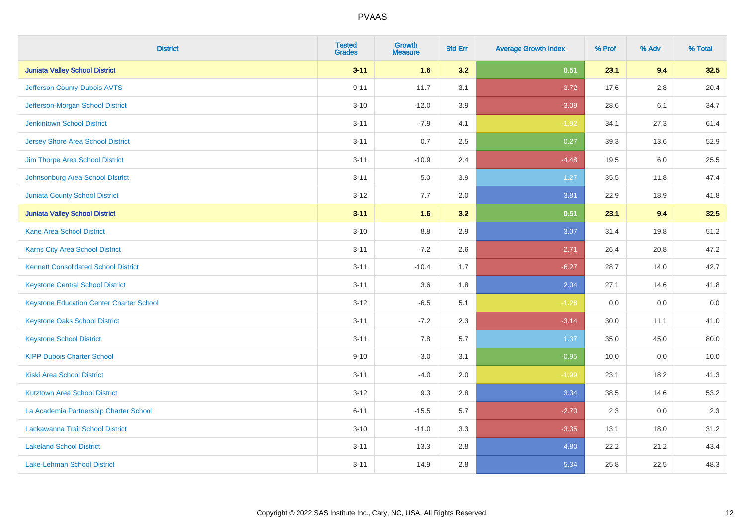# PVAAS

| District | Tested Grades | Growth Measure | Std Err | Average Growth Index | % Prof | % Adv | % Total |
|---|---|---|---|---|---|---|---|
| **Juniata Valley School District** | **3-11** | **1.6** | **3.2** | **0.51** | **23.1** | **9.4** | **32.5** |
| Jefferson County-Dubois AVTS | 9-11 | -11.7 | 3.1 | -3.72 | 17.6 | 2.8 | 20.4 |
| Jefferson-Morgan School District | 3-10 | -12.0 | 3.9 | -3.09 | 28.6 | 6.1 | 34.7 |
| Jenkintown School District | 3-11 | -7.9 | 4.1 | -1.92 | 34.1 | 27.3 | 61.4 |
| Jersey Shore Area School District | 3-11 | 0.7 | 2.5 | 0.27 | 39.3 | 13.6 | 52.9 |
| Jim Thorpe Area School District | 3-11 | -10.9 | 2.4 | -4.48 | 19.5 | 6.0 | 25.5 |
| Johnsonburg Area School District | 3-11 | 5.0 | 3.9 | 1.27 | 35.5 | 11.8 | 47.4 |
| Juniata County School District | 3-12 | 7.7 | 2.0 | 3.81 | 22.9 | 18.9 | 41.8 |
| **Juniata Valley School District** | **3-11** | **1.6** | **3.2** | **0.51** | **23.1** | **9.4** | **32.5** |
| Kane Area School District | 3-10 | 8.8 | 2.9 | 3.07 | 31.4 | 19.8 | 51.2 |
| Karns City Area School District | 3-11 | -7.2 | 2.6 | -2.71 | 26.4 | 20.8 | 47.2 |
| Kennett Consolidated School District | 3-11 | -10.4 | 1.7 | -6.27 | 28.7 | 14.0 | 42.7 |
| Keystone Central School District | 3-11 | 3.6 | 1.8 | 2.04 | 27.1 | 14.6 | 41.8 |
| Keystone Education Center Charter School | 3-12 | -6.5 | 5.1 | -1.28 | 0.0 | 0.0 | 0.0 |
| Keystone Oaks School District | 3-11 | -7.2 | 2.3 | -3.14 | 30.0 | 11.1 | 41.0 |
| Keystone School District | 3-11 | 7.8 | 5.7 | 1.37 | 35.0 | 45.0 | 80.0 |
| KIPP Dubois Charter School | 9-10 | -3.0 | 3.1 | -0.95 | 10.0 | 0.0 | 10.0 |
| Kiski Area School District | 3-11 | -4.0 | 2.0 | -1.99 | 23.1 | 18.2 | 41.3 |
| Kutztown Area School District | 3-12 | 9.3 | 2.8 | 3.34 | 38.5 | 14.6 | 53.2 |
| La Academia Partnership Charter School | 6-11 | -15.5 | 5.7 | -2.70 | 2.3 | 0.0 | 2.3 |
| Lackawanna Trail School District | 3-10 | -11.0 | 3.3 | -3.35 | 13.1 | 18.0 | 31.2 |
| Lakeland School District | 3-11 | 13.3 | 2.8 | 4.80 | 22.2 | 21.2 | 43.4 |
| Lake-Lehman School District | 3-11 | 14.9 | 2.8 | 5.34 | 25.8 | 22.5 | 48.3 |

Copyright © 2022 SAS Institute Inc., Cary, NC, USA. All Rights Reserved.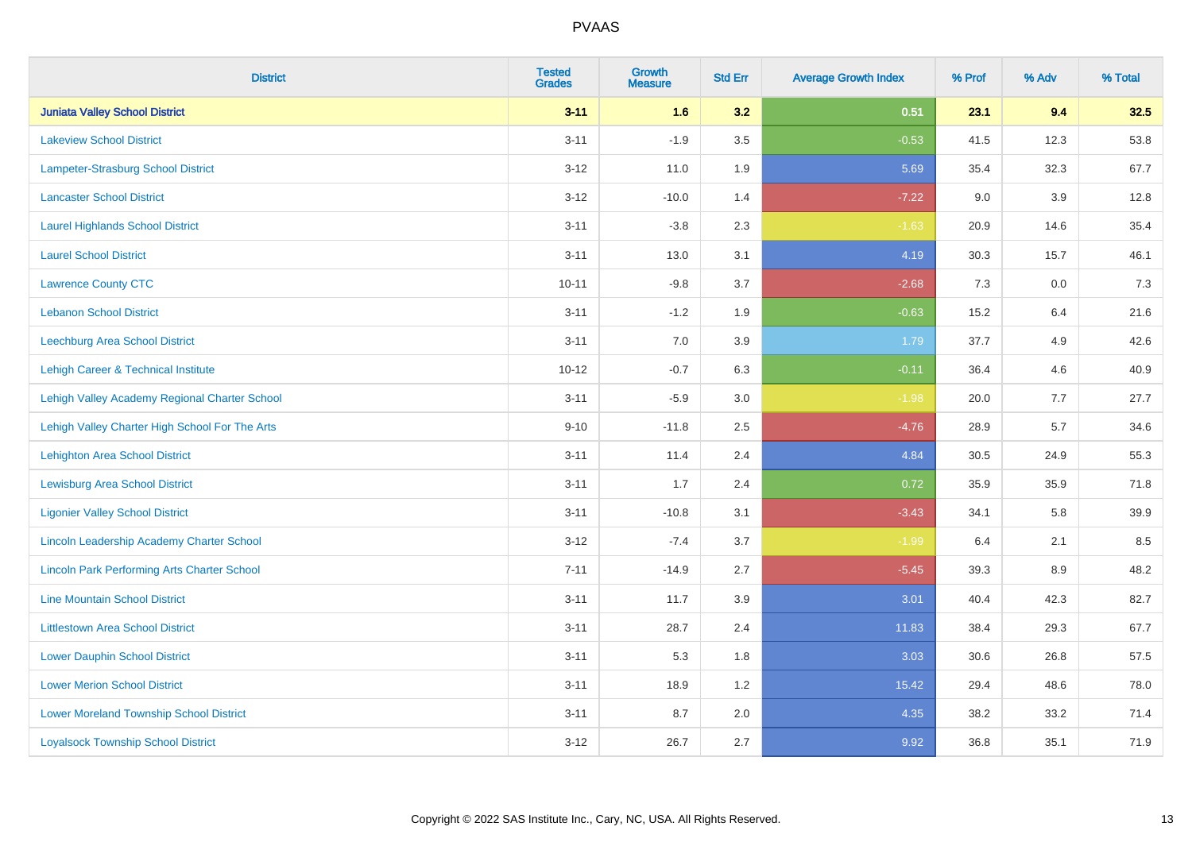# PVAAS

| District | Tested Grades | Growth Measure | Std Err | Average Growth Index | % Prof | % Adv | % Total |
|---|---|---|---|---|---|---|---|
| **Juniata Valley School District** | **3-11** | **1.6** | **3.2** | **0.51** | **23.1** | **9.4** | **32.5** |
| Lakeview School District | 3-11 | -1.9 | 3.5 | -0.53 | 41.5 | 12.3 | 53.8 |
| Lampeter-Strasburg School District | 3-12 | 11.0 | 1.9 | 5.69 | 35.4 | 32.3 | 67.7 |
| Lancaster School District | 3-12 | -10.0 | 1.4 | -7.22 | 9.0 | 3.9 | 12.8 |
| Laurel Highlands School District | 3-11 | -3.8 | 2.3 | -1.63 | 20.9 | 14.6 | 35.4 |
| Laurel School District | 3-11 | 13.0 | 3.1 | 4.19 | 30.3 | 15.7 | 46.1 |
| Lawrence County CTC | 10-11 | -9.8 | 3.7 | -2.68 | 7.3 | 0.0 | 7.3 |
| Lebanon School District | 3-11 | -1.2 | 1.9 | -0.63 | 15.2 | 6.4 | 21.6 |
| Leechburg Area School District | 3-11 | 7.0 | 3.9 | 1.79 | 37.7 | 4.9 | 42.6 |
| Lehigh Career & Technical Institute | 10-12 | -0.7 | 6.3 | -0.11 | 36.4 | 4.6 | 40.9 |
| Lehigh Valley Academy Regional Charter School | 3-11 | -5.9 | 3.0 | -1.98 | 20.0 | 7.7 | 27.7 |
| Lehigh Valley Charter High School For The Arts | 9-10 | -11.8 | 2.5 | -4.76 | 28.9 | 5.7 | 34.6 |
| Lehighton Area School District | 3-11 | 11.4 | 2.4 | 4.84 | 30.5 | 24.9 | 55.3 |
| Lewisburg Area School District | 3-11 | 1.7 | 2.4 | 0.72 | 35.9 | 35.9 | 71.8 |
| Ligonier Valley School District | 3-11 | -10.8 | 3.1 | -3.43 | 34.1 | 5.8 | 39.9 |
| Lincoln Leadership Academy Charter School | 3-12 | -7.4 | 3.7 | -1.99 | 6.4 | 2.1 | 8.5 |
| Lincoln Park Performing Arts Charter School | 7-11 | -14.9 | 2.7 | -5.45 | 39.3 | 8.9 | 48.2 |
| Line Mountain School District | 3-11 | 11.7 | 3.9 | 3.01 | 40.4 | 42.3 | 82.7 |
| Littlestown Area School District | 3-11 | 28.7 | 2.4 | 11.83 | 38.4 | 29.3 | 67.7 |
| Lower Dauphin School District | 3-11 | 5.3 | 1.8 | 3.03 | 30.6 | 26.8 | 57.5 |
| Lower Merion School District | 3-11 | 18.9 | 1.2 | 15.42 | 29.4 | 48.6 | 78.0 |
| Lower Moreland Township School District | 3-11 | 8.7 | 2.0 | 4.35 | 38.2 | 33.2 | 71.4 |
| Loyalsock Township School District | 3-12 | 26.7 | 2.7 | 9.92 | 36.8 | 35.1 | 71.9 |

Copyright © 2022 SAS Institute Inc., Cary, NC, USA. All Rights Reserved.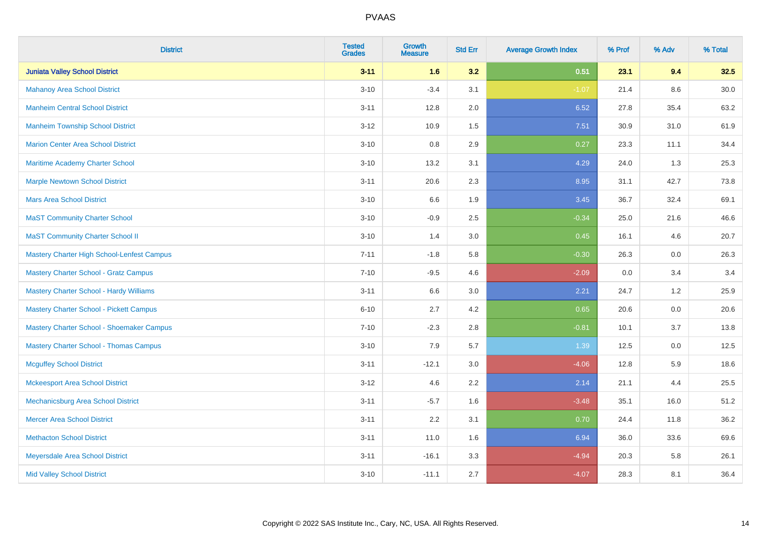| District | Tested Grades | Growth Measure | Std Err | Average Growth Index | % Prof | % Adv | % Total |
|---|---|---|---|---|---|---|---|
| **Juniata Valley School District** | **3-11** | **1.6** | **3.2** | **0.51** | **23.1** | **9.4** | **32.5** |
| Mahanoy Area School District | 3-10 | -3.4 | 3.1 | -1.07 | 21.4 | 8.6 | 30.0 |
| Manheim Central School District | 3-11 | 12.8 | 2.0 | 6.52 | 27.8 | 35.4 | 63.2 |
| Manheim Township School District | 3-12 | 10.9 | 1.5 | 7.51 | 30.9 | 31.0 | 61.9 |
| Marion Center Area School District | 3-10 | 0.8 | 2.9 | 0.27 | 23.3 | 11.1 | 34.4 |
| Maritime Academy Charter School | 3-10 | 13.2 | 3.1 | 4.29 | 24.0 | 1.3 | 25.3 |
| Marple Newtown School District | 3-11 | 20.6 | 2.3 | 8.95 | 31.1 | 42.7 | 73.8 |
| Mars Area School District | 3-10 | 6.6 | 1.9 | 3.45 | 36.7 | 32.4 | 69.1 |
| MaST Community Charter School | 3-10 | -0.9 | 2.5 | -0.34 | 25.0 | 21.6 | 46.6 |
| MaST Community Charter School II | 3-10 | 1.4 | 3.0 | 0.45 | 16.1 | 4.6 | 20.7 |
| Mastery Charter High School-Lenfest Campus | 7-11 | -1.8 | 5.8 | -0.30 | 26.3 | 0.0 | 26.3 |
| Mastery Charter School - Gratz Campus | 7-10 | -9.5 | 4.6 | -2.09 | 0.0 | 3.4 | 3.4 |
| Mastery Charter School - Hardy Williams | 3-11 | 6.6 | 3.0 | 2.21 | 24.7 | 1.2 | 25.9 |
| Mastery Charter School - Pickett Campus | 6-10 | 2.7 | 4.2 | 0.65 | 20.6 | 0.0 | 20.6 |
| Mastery Charter School - Shoemaker Campus | 7-10 | -2.3 | 2.8 | -0.81 | 10.1 | 3.7 | 13.8 |
| Mastery Charter School - Thomas Campus | 3-10 | 7.9 | 5.7 | 1.39 | 12.5 | 0.0 | 12.5 |
| Mcguffey School District | 3-11 | -12.1 | 3.0 | -4.06 | 12.8 | 5.9 | 18.6 |
| Mckeesport Area School District | 3-12 | 4.6 | 2.2 | 2.14 | 21.1 | 4.4 | 25.5 |
| Mechanicsburg Area School District | 3-11 | -5.7 | 1.6 | -3.48 | 35.1 | 16.0 | 51.2 |
| Mercer Area School District | 3-11 | 2.2 | 3.1 | 0.70 | 24.4 | 11.8 | 36.2 |
| Methacton School District | 3-11 | 11.0 | 1.6 | 6.94 | 36.0 | 33.6 | 69.6 |
| Meyersdale Area School District | 3-11 | -16.1 | 3.3 | -4.94 | 20.3 | 5.8 | 26.1 |
| Mid Valley School District | 3-10 | -11.1 | 2.7 | -4.07 | 28.3 | 8.1 | 36.4 |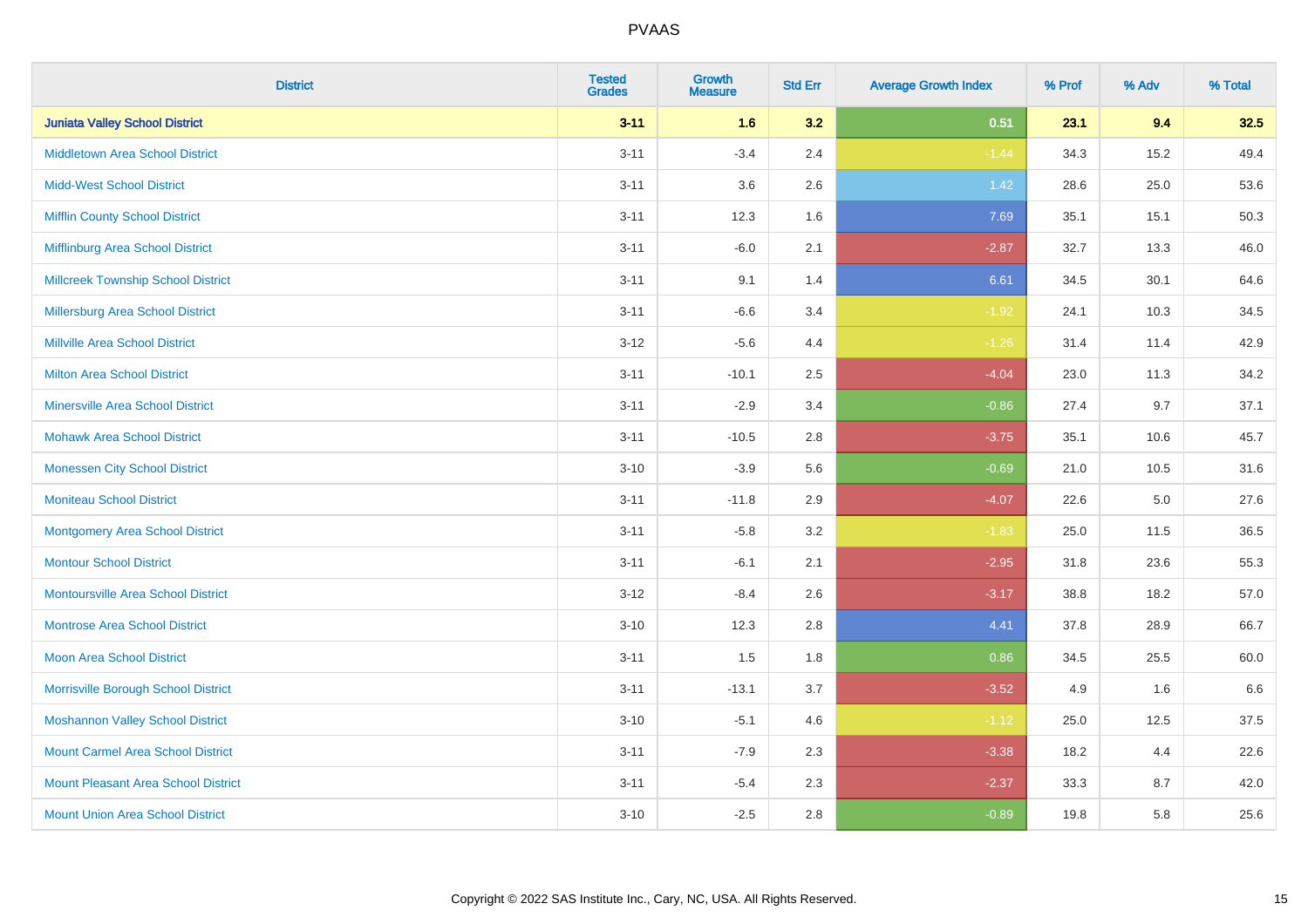| District | Tested Grades | Growth Measure | Std Err | Average Growth Index | % Prof | % Adv | % Total |
|---|---|---|---|---|---|---|---|
| **Juniata Valley School District** | **3-11** | **1.6** | **3.2** | **0.51** | **23.1** | **9.4** | **32.5** |
| Middletown Area School District | 3-11 | -3.4 | 2.4 | -1.44 | 34.3 | 15.2 | 49.4 |
| Midd-West School District | 3-11 | 3.6 | 2.6 | 1.42 | 28.6 | 25.0 | 53.6 |
| Mifflin County School District | 3-11 | 12.3 | 1.6 | 7.69 | 35.1 | 15.1 | 50.3 |
| Mifflinburg Area School District | 3-11 | -6.0 | 2.1 | -2.87 | 32.7 | 13.3 | 46.0 |
| Millcreek Township School District | 3-11 | 9.1 | 1.4 | 6.61 | 34.5 | 30.1 | 64.6 |
| Millersburg Area School District | 3-11 | -6.6 | 3.4 | -1.92 | 24.1 | 10.3 | 34.5 |
| Millville Area School District | 3-12 | -5.6 | 4.4 | -1.26 | 31.4 | 11.4 | 42.9 |
| Milton Area School District | 3-11 | -10.1 | 2.5 | -4.04 | 23.0 | 11.3 | 34.2 |
| Minersville Area School District | 3-11 | -2.9 | 3.4 | -0.86 | 27.4 | 9.7 | 37.1 |
| Mohawk Area School District | 3-11 | -10.5 | 2.8 | -3.75 | 35.1 | 10.6 | 45.7 |
| Monessen City School District | 3-10 | -3.9 | 5.6 | -0.69 | 21.0 | 10.5 | 31.6 |
| Moniteau School District | 3-11 | -11.8 | 2.9 | -4.07 | 22.6 | 5.0 | 27.6 |
| Montgomery Area School District | 3-11 | -5.8 | 3.2 | -1.83 | 25.0 | 11.5 | 36.5 |
| Montour School District | 3-11 | -6.1 | 2.1 | -2.95 | 31.8 | 23.6 | 55.3 |
| Montoursville Area School District | 3-12 | -8.4 | 2.6 | -3.17 | 38.8 | 18.2 | 57.0 |
| Montrose Area School District | 3-10 | 12.3 | 2.8 | 4.41 | 37.8 | 28.9 | 66.7 |
| Moon Area School District | 3-11 | 1.5 | 1.8 | 0.86 | 34.5 | 25.5 | 60.0 |
| Morrisville Borough School District | 3-11 | -13.1 | 3.7 | -3.52 | 4.9 | 1.6 | 6.6 |
| Moshannon Valley School District | 3-10 | -5.1 | 4.6 | -1.12 | 25.0 | 12.5 | 37.5 |
| Mount Carmel Area School District | 3-11 | -7.9 | 2.3 | -3.38 | 18.2 | 4.4 | 22.6 |
| Mount Pleasant Area School District | 3-11 | -5.4 | 2.3 | -2.37 | 33.3 | 8.7 | 42.0 |
| Mount Union Area School District | 3-10 | -2.5 | 2.8 | -0.89 | 19.8 | 5.8 | 25.6 |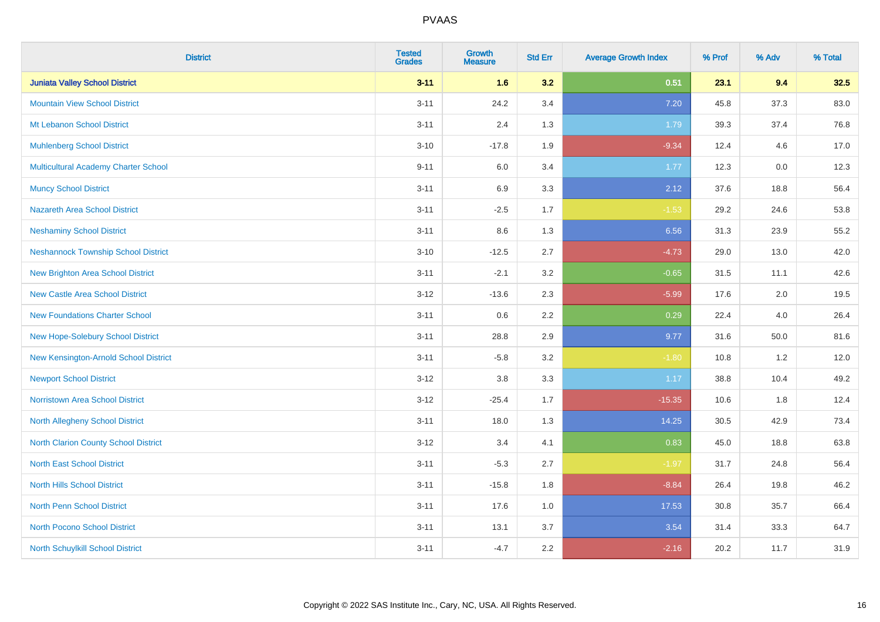# PVAAS

| District | Tested Grades | Growth Measure | Std Err | Average Growth Index | % Prof | % Adv | % Total |
|---|---|---|---|---|---|---|---|
| **Juniata Valley School District** | **3-11** | **1.6** | **3.2** | **0.51** | **23.1** | **9.4** | **32.5** |
| Mountain View School District | 3-11 | 24.2 | 3.4 | 7.20 | 45.8 | 37.3 | 83.0 |
| Mt Lebanon School District | 3-11 | 2.4 | 1.3 | 1.79 | 39.3 | 37.4 | 76.8 |
| Muhlenberg School District | 3-10 | -17.8 | 1.9 | -9.34 | 12.4 | 4.6 | 17.0 |
| Multicultural Academy Charter School | 9-11 | 6.0 | 3.4 | 1.77 | 12.3 | 0.0 | 12.3 |
| Muncy School District | 3-11 | 6.9 | 3.3 | 2.12 | 37.6 | 18.8 | 56.4 |
| Nazareth Area School District | 3-11 | -2.5 | 1.7 | -1.53 | 29.2 | 24.6 | 53.8 |
| Neshaminy School District | 3-11 | 8.6 | 1.3 | 6.56 | 31.3 | 23.9 | 55.2 |
| Neshannock Township School District | 3-10 | -12.5 | 2.7 | -4.73 | 29.0 | 13.0 | 42.0 |
| New Brighton Area School District | 3-11 | -2.1 | 3.2 | -0.65 | 31.5 | 11.1 | 42.6 |
| New Castle Area School District | 3-12 | -13.6 | 2.3 | -5.99 | 17.6 | 2.0 | 19.5 |
| New Foundations Charter School | 3-11 | 0.6 | 2.2 | 0.29 | 22.4 | 4.0 | 26.4 |
| New Hope-Solebury School District | 3-11 | 28.8 | 2.9 | 9.77 | 31.6 | 50.0 | 81.6 |
| New Kensington-Arnold School District | 3-11 | -5.8 | 3.2 | -1.80 | 10.8 | 1.2 | 12.0 |
| Newport School District | 3-12 | 3.8 | 3.3 | 1.17 | 38.8 | 10.4 | 49.2 |
| Norristown Area School District | 3-12 | -25.4 | 1.7 | -15.35 | 10.6 | 1.8 | 12.4 |
| North Allegheny School District | 3-11 | 18.0 | 1.3 | 14.25 | 30.5 | 42.9 | 73.4 |
| North Clarion County School District | 3-12 | 3.4 | 4.1 | 0.83 | 45.0 | 18.8 | 63.8 |
| North East School District | 3-11 | -5.3 | 2.7 | -1.97 | 31.7 | 24.8 | 56.4 |
| North Hills School District | 3-11 | -15.8 | 1.8 | -8.84 | 26.4 | 19.8 | 46.2 |
| North Penn School District | 3-11 | 17.6 | 1.0 | 17.53 | 30.8 | 35.7 | 66.4 |
| North Pocono School District | 3-11 | 13.1 | 3.7 | 3.54 | 31.4 | 33.3 | 64.7 |
| North Schuylkill School District | 3-11 | -4.7 | 2.2 | -2.16 | 20.2 | 11.7 | 31.9 |

Copyright © 2022 SAS Institute Inc., Cary, NC, USA. All Rights Reserved.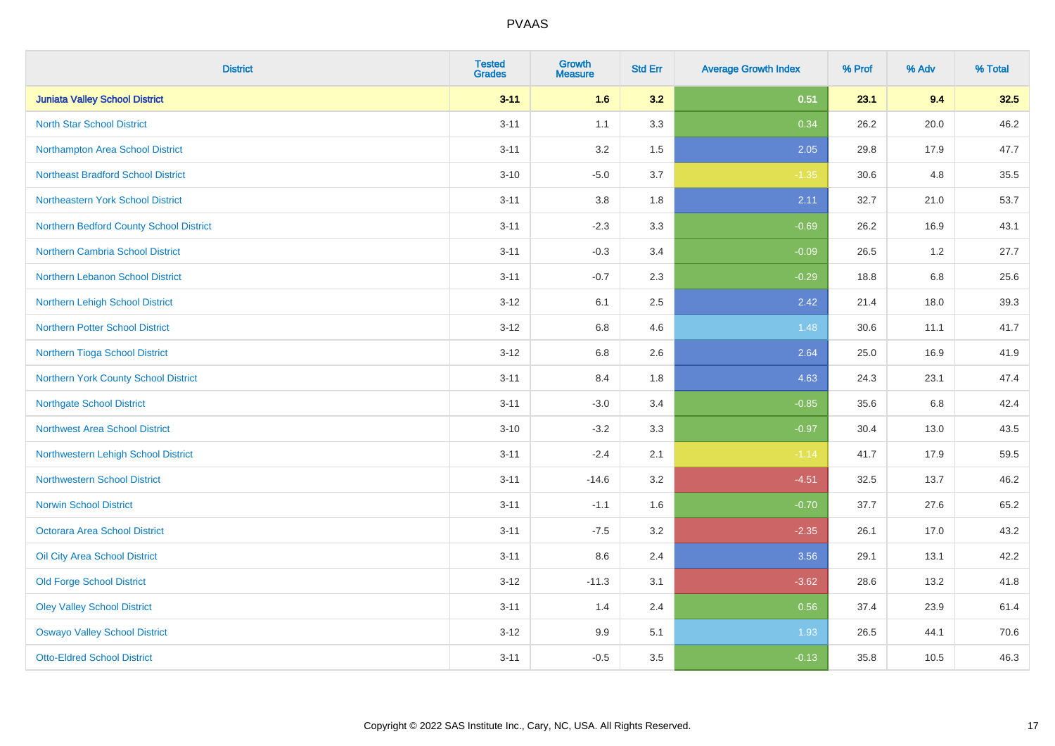| District | Tested Grades | Growth Measure | Std Err | Average Growth Index | % Prof | % Adv | % Total |
|---|---|---|---|---|---|---|---|
| **Juniata Valley School District** | **3-11** | **1.6** | **3.2** | **0.51** | **23.1** | **9.4** | **32.5** |
| North Star School District | 3-11 | 1.1 | 3.3 | 0.34 | 26.2 | 20.0 | 46.2 |
| Northampton Area School District | 3-11 | 3.2 | 1.5 | 2.05 | 29.8 | 17.9 | 47.7 |
| Northeast Bradford School District | 3-10 | -5.0 | 3.7 | -1.35 | 30.6 | 4.8 | 35.5 |
| Northeastern York School District | 3-11 | 3.8 | 1.8 | 2.11 | 32.7 | 21.0 | 53.7 |
| Northern Bedford County School District | 3-11 | -2.3 | 3.3 | -0.69 | 26.2 | 16.9 | 43.1 |
| Northern Cambria School District | 3-11 | -0.3 | 3.4 | -0.09 | 26.5 | 1.2 | 27.7 |
| Northern Lebanon School District | 3-11 | -0.7 | 2.3 | -0.29 | 18.8 | 6.8 | 25.6 |
| Northern Lehigh School District | 3-12 | 6.1 | 2.5 | 2.42 | 21.4 | 18.0 | 39.3 |
| Northern Potter School District | 3-12 | 6.8 | 4.6 | 1.48 | 30.6 | 11.1 | 41.7 |
| Northern Tioga School District | 3-12 | 6.8 | 2.6 | 2.64 | 25.0 | 16.9 | 41.9 |
| Northern York County School District | 3-11 | 8.4 | 1.8 | 4.63 | 24.3 | 23.1 | 47.4 |
| Northgate School District | 3-11 | -3.0 | 3.4 | -0.85 | 35.6 | 6.8 | 42.4 |
| Northwest Area School District | 3-10 | -3.2 | 3.3 | -0.97 | 30.4 | 13.0 | 43.5 |
| Northwestern Lehigh School District | 3-11 | -2.4 | 2.1 | -1.14 | 41.7 | 17.9 | 59.5 |
| Northwestern School District | 3-11 | -14.6 | 3.2 | -4.51 | 32.5 | 13.7 | 46.2 |
| Norwin School District | 3-11 | -1.1 | 1.6 | -0.70 | 37.7 | 27.6 | 65.2 |
| Octorara Area School District | 3-11 | -7.5 | 3.2 | -2.35 | 26.1 | 17.0 | 43.2 |
| Oil City Area School District | 3-11 | 8.6 | 2.4 | 3.56 | 29.1 | 13.1 | 42.2 |
| Old Forge School District | 3-12 | -11.3 | 3.1 | -3.62 | 28.6 | 13.2 | 41.8 |
| Oley Valley School District | 3-11 | 1.4 | 2.4 | 0.56 | 37.4 | 23.9 | 61.4 |
| Oswayo Valley School District | 3-12 | 9.9 | 5.1 | 1.93 | 26.5 | 44.1 | 70.6 |
| Otto-Eldred School District | 3-11 | -0.5 | 3.5 | -0.13 | 35.8 | 10.5 | 46.3 |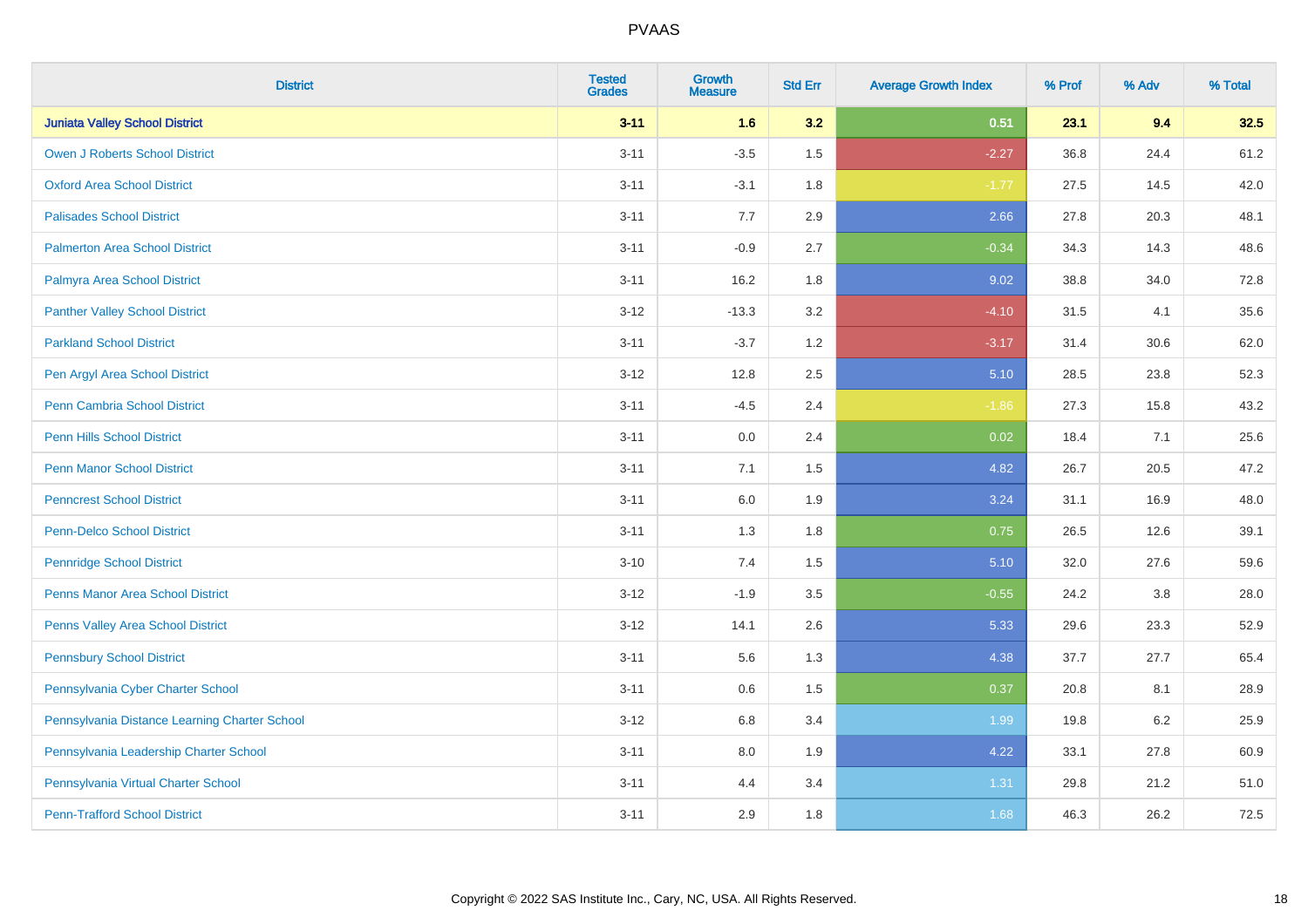PVAAS

| District | Tested Grades | Growth Measure | Std Err | Average Growth Index | % Prof | % Adv | % Total |
|---|---|---|---|---|---|---|---|
| **Juniata Valley School District** | **3-11** | **1.6** | **3.2** | **0.51** | **23.1** | **9.4** | **32.5** |
| Owen J Roberts School District | 3-11 | -3.5 | 1.5 | -2.27 | 36.8 | 24.4 | 61.2 |
| Oxford Area School District | 3-11 | -3.1 | 1.8 | -1.77 | 27.5 | 14.5 | 42.0 |
| Palisades School District | 3-11 | 7.7 | 2.9 | 2.66 | 27.8 | 20.3 | 48.1 |
| Palmerton Area School District | 3-11 | -0.9 | 2.7 | -0.34 | 34.3 | 14.3 | 48.6 |
| Palmyra Area School District | 3-11 | 16.2 | 1.8 | 9.02 | 38.8 | 34.0 | 72.8 |
| Panther Valley School District | 3-12 | -13.3 | 3.2 | -4.10 | 31.5 | 4.1 | 35.6 |
| Parkland School District | 3-11 | -3.7 | 1.2 | -3.17 | 31.4 | 30.6 | 62.0 |
| Pen Argyl Area School District | 3-12 | 12.8 | 2.5 | 5.10 | 28.5 | 23.8 | 52.3 |
| Penn Cambria School District | 3-11 | -4.5 | 2.4 | -1.86 | 27.3 | 15.8 | 43.2 |
| Penn Hills School District | 3-11 | 0.0 | 2.4 | 0.02 | 18.4 | 7.1 | 25.6 |
| Penn Manor School District | 3-11 | 7.1 | 1.5 | 4.82 | 26.7 | 20.5 | 47.2 |
| Penncrest School District | 3-11 | 6.0 | 1.9 | 3.24 | 31.1 | 16.9 | 48.0 |
| Penn-Delco School District | 3-11 | 1.3 | 1.8 | 0.75 | 26.5 | 12.6 | 39.1 |
| Pennridge School District | 3-10 | 7.4 | 1.5 | 5.10 | 32.0 | 27.6 | 59.6 |
| Penns Manor Area School District | 3-12 | -1.9 | 3.5 | -0.55 | 24.2 | 3.8 | 28.0 |
| Penns Valley Area School District | 3-12 | 14.1 | 2.6 | 5.33 | 29.6 | 23.3 | 52.9 |
| Pennsbury School District | 3-11 | 5.6 | 1.3 | 4.38 | 37.7 | 27.7 | 65.4 |
| Pennsylvania Cyber Charter School | 3-11 | 0.6 | 1.5 | 0.37 | 20.8 | 8.1 | 28.9 |
| Pennsylvania Distance Learning Charter School | 3-12 | 6.8 | 3.4 | 1.99 | 19.8 | 6.2 | 25.9 |
| Pennsylvania Leadership Charter School | 3-11 | 8.0 | 1.9 | 4.22 | 33.1 | 27.8 | 60.9 |
| Pennsylvania Virtual Charter School | 3-11 | 4.4 | 3.4 | 1.31 | 29.8 | 21.2 | 51.0 |
| Penn-Trafford School District | 3-11 | 2.9 | 1.8 | 1.68 | 46.3 | 26.2 | 72.5 |

Copyright © 2022 SAS Institute Inc., Cary, NC, USA. All Rights Reserved.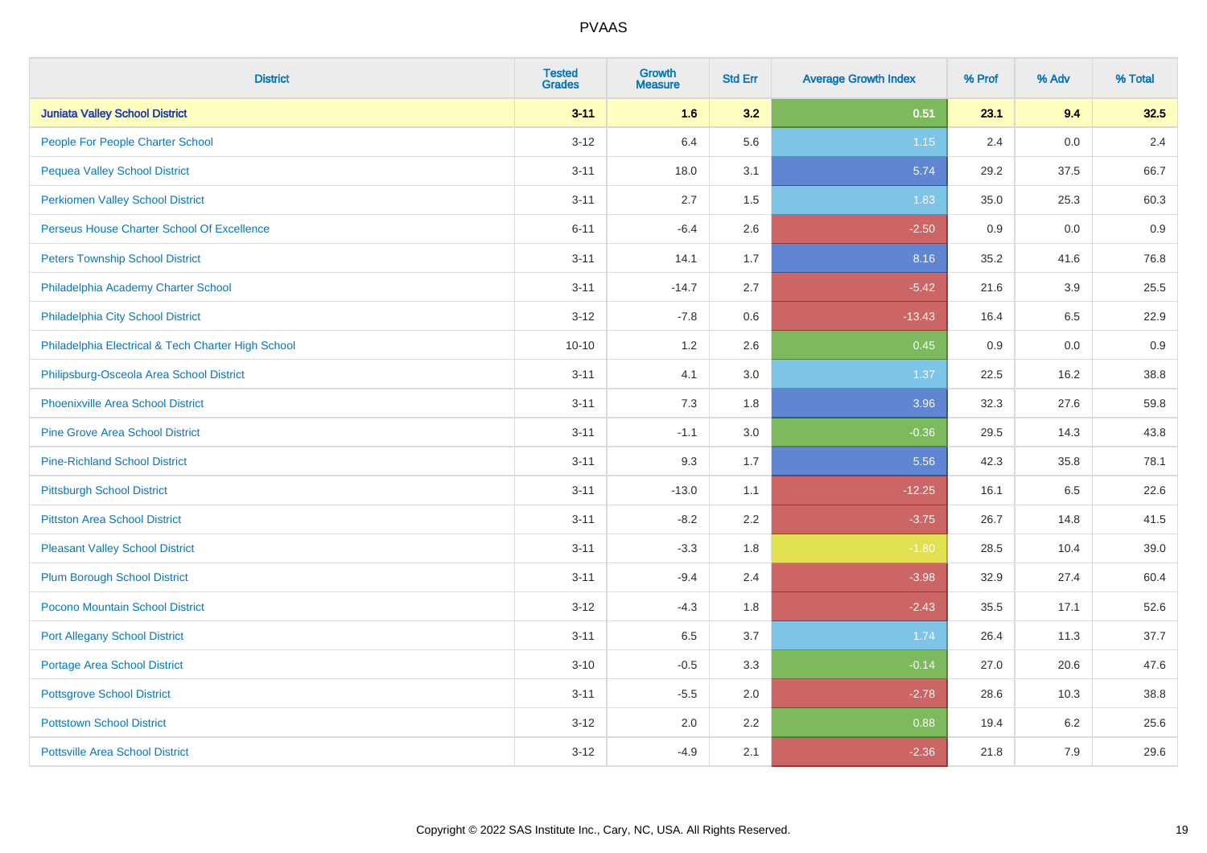| District | Tested Grades | Growth Measure | Std Err | Average Growth Index | % Prof | % Adv | % Total |
|---|---|---|---|---|---|---|---|
| **Juniata Valley School District** | **3-11** | **1.6** | **3.2** | **0.51** | **23.1** | **9.4** | **32.5** |
| People For People Charter School | 3-12 | 6.4 | 5.6 | 1.15 | 2.4 | 0.0 | 2.4 |
| Pequea Valley School District | 3-11 | 18.0 | 3.1 | 5.74 | 29.2 | 37.5 | 66.7 |
| Perkiomen Valley School District | 3-11 | 2.7 | 1.5 | 1.83 | 35.0 | 25.3 | 60.3 |
| Perseus House Charter School Of Excellence | 6-11 | -6.4 | 2.6 | -2.50 | 0.9 | 0.0 | 0.9 |
| Peters Township School District | 3-11 | 14.1 | 1.7 | 8.16 | 35.2 | 41.6 | 76.8 |
| Philadelphia Academy Charter School | 3-11 | -14.7 | 2.7 | -5.42 | 21.6 | 3.9 | 25.5 |
| Philadelphia City School District | 3-12 | -7.8 | 0.6 | -13.43 | 16.4 | 6.5 | 22.9 |
| Philadelphia Electrical & Tech Charter High School | 10-10 | 1.2 | 2.6 | 0.45 | 0.9 | 0.0 | 0.9 |
| Philipsburg-Osceola Area School District | 3-11 | 4.1 | 3.0 | 1.37 | 22.5 | 16.2 | 38.8 |
| Phoenixville Area School District | 3-11 | 7.3 | 1.8 | 3.96 | 32.3 | 27.6 | 59.8 |
| Pine Grove Area School District | 3-11 | -1.1 | 3.0 | -0.36 | 29.5 | 14.3 | 43.8 |
| Pine-Richland School District | 3-11 | 9.3 | 1.7 | 5.56 | 42.3 | 35.8 | 78.1 |
| Pittsburgh School District | 3-11 | -13.0 | 1.1 | -12.25 | 16.1 | 6.5 | 22.6 |
| Pittston Area School District | 3-11 | -8.2 | 2.2 | -3.75 | 26.7 | 14.8 | 41.5 |
| Pleasant Valley School District | 3-11 | -3.3 | 1.8 | -1.80 | 28.5 | 10.4 | 39.0 |
| Plum Borough School District | 3-11 | -9.4 | 2.4 | -3.98 | 32.9 | 27.4 | 60.4 |
| Pocono Mountain School District | 3-12 | -4.3 | 1.8 | -2.43 | 35.5 | 17.1 | 52.6 |
| Port Allegany School District | 3-11 | 6.5 | 3.7 | 1.74 | 26.4 | 11.3 | 37.7 |
| Portage Area School District | 3-10 | -0.5 | 3.3 | -0.14 | 27.0 | 20.6 | 47.6 |
| Pottsgrove School District | 3-11 | -5.5 | 2.0 | -2.78 | 28.6 | 10.3 | 38.8 |
| Pottstown School District | 3-12 | 2.0 | 2.2 | 0.88 | 19.4 | 6.2 | 25.6 |
| Pottsville Area School District | 3-12 | -4.9 | 2.1 | -2.36 | 21.8 | 7.9 | 29.6 |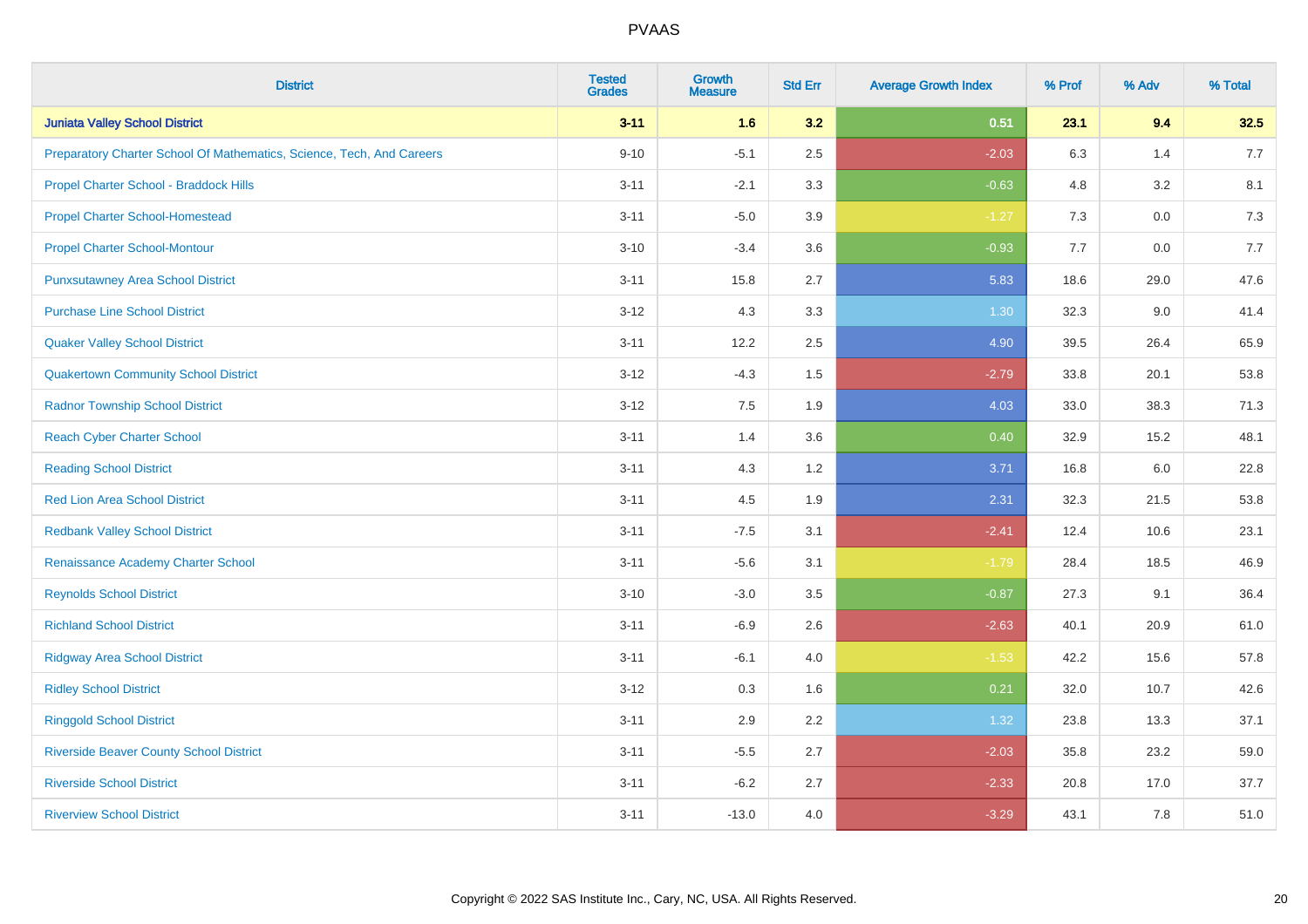| District | Tested Grades | Growth Measure | Std Err | Average Growth Index | % Prof | % Adv | % Total |
|---|---|---|---|---|---|---|---|
| **Juniata Valley School District** | **3-11** | **1.6** | **3.2** | **0.51** | **23.1** | **9.4** | **32.5** |
| Preparatory Charter School Of Mathematics, Science, Tech, And Careers | 9-10 | -5.1 | 2.5 | -2.03 | 6.3 | 1.4 | 7.7 |
| Propel Charter School - Braddock Hills | 3-11 | -2.1 | 3.3 | -0.63 | 4.8 | 3.2 | 8.1 |
| Propel Charter School-Homestead | 3-11 | -5.0 | 3.9 | -1.27 | 7.3 | 0.0 | 7.3 |
| Propel Charter School-Montour | 3-10 | -3.4 | 3.6 | -0.93 | 7.7 | 0.0 | 7.7 |
| Punxsutawney Area School District | 3-11 | 15.8 | 2.7 | 5.83 | 18.6 | 29.0 | 47.6 |
| Purchase Line School District | 3-12 | 4.3 | 3.3 | 1.30 | 32.3 | 9.0 | 41.4 |
| Quaker Valley School District | 3-11 | 12.2 | 2.5 | 4.90 | 39.5 | 26.4 | 65.9 |
| Quakertown Community School District | 3-12 | -4.3 | 1.5 | -2.79 | 33.8 | 20.1 | 53.8 |
| Radnor Township School District | 3-12 | 7.5 | 1.9 | 4.03 | 33.0 | 38.3 | 71.3 |
| Reach Cyber Charter School | 3-11 | 1.4 | 3.6 | 0.40 | 32.9 | 15.2 | 48.1 |
| Reading School District | 3-11 | 4.3 | 1.2 | 3.71 | 16.8 | 6.0 | 22.8 |
| Red Lion Area School District | 3-11 | 4.5 | 1.9 | 2.31 | 32.3 | 21.5 | 53.8 |
| Redbank Valley School District | 3-11 | -7.5 | 3.1 | -2.41 | 12.4 | 10.6 | 23.1 |
| Renaissance Academy Charter School | 3-11 | -5.6 | 3.1 | -1.79 | 28.4 | 18.5 | 46.9 |
| Reynolds School District | 3-10 | -3.0 | 3.5 | -0.87 | 27.3 | 9.1 | 36.4 |
| Richland School District | 3-11 | -6.9 | 2.6 | -2.63 | 40.1 | 20.9 | 61.0 |
| Ridgway Area School District | 3-11 | -6.1 | 4.0 | -1.53 | 42.2 | 15.6 | 57.8 |
| Ridley School District | 3-12 | 0.3 | 1.6 | 0.21 | 32.0 | 10.7 | 42.6 |
| Ringgold School District | 3-11 | 2.9 | 2.2 | 1.32 | 23.8 | 13.3 | 37.1 |
| Riverside Beaver County School District | 3-11 | -5.5 | 2.7 | -2.03 | 35.8 | 23.2 | 59.0 |
| Riverside School District | 3-11 | -6.2 | 2.7 | -2.33 | 20.8 | 17.0 | 37.7 |
| Riverview School District | 3-11 | -13.0 | 4.0 | -3.29 | 43.1 | 7.8 | 51.0 |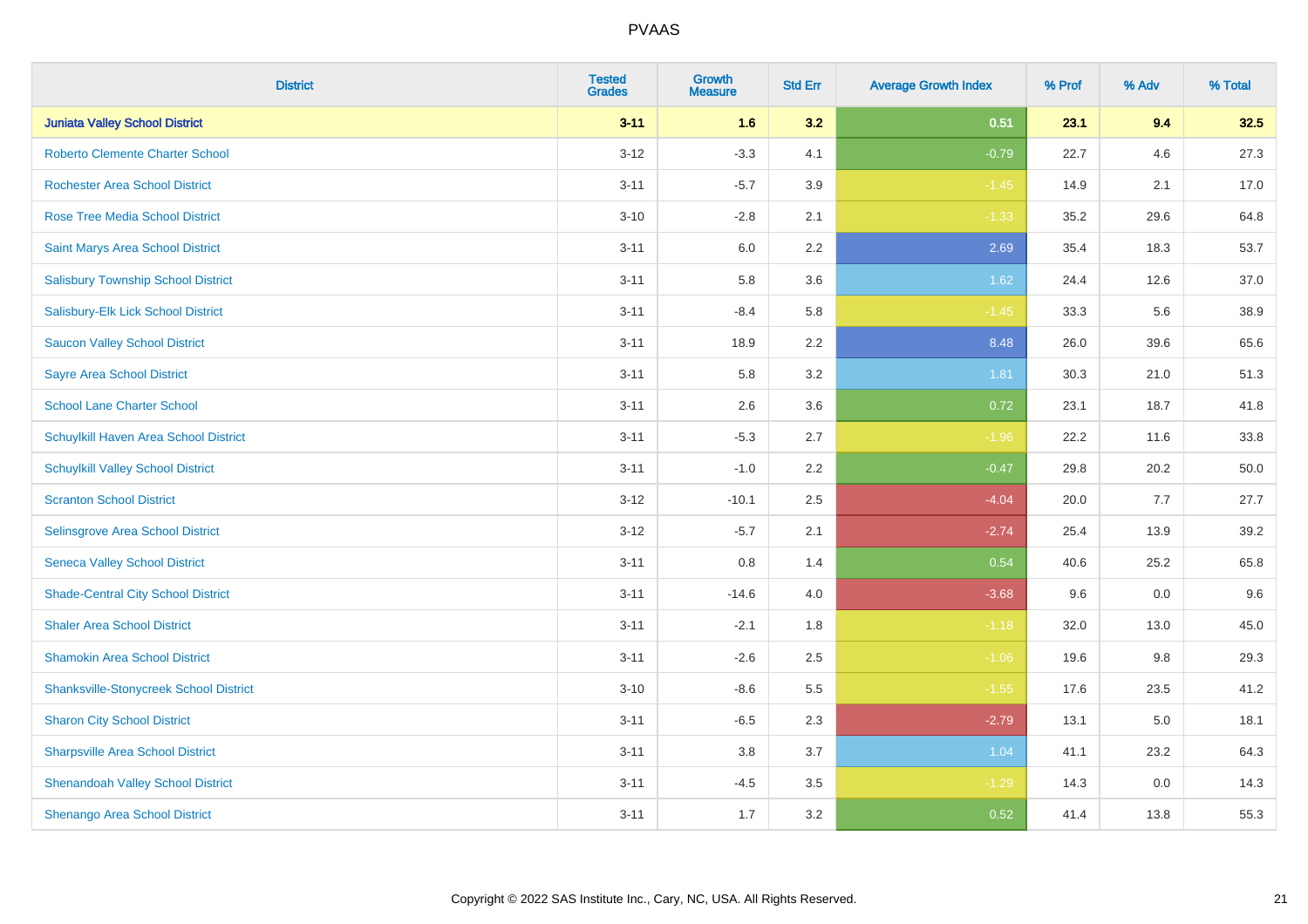| District | Tested Grades | Growth Measure | Std Err | Average Growth Index | % Prof | % Adv | % Total |
|---|---|---|---|---|---|---|---|
| **Juniata Valley School District** | **3-11** | **1.6** | **3.2** | **0.51** | **23.1** | **9.4** | **32.5** |
| Roberto Clemente Charter School | 3-12 | -3.3 | 4.1 | -0.79 | 22.7 | 4.6 | 27.3 |
| Rochester Area School District | 3-11 | -5.7 | 3.9 | -1.45 | 14.9 | 2.1 | 17.0 |
| Rose Tree Media School District | 3-10 | -2.8 | 2.1 | -1.33 | 35.2 | 29.6 | 64.8 |
| Saint Marys Area School District | 3-11 | 6.0 | 2.2 | 2.69 | 35.4 | 18.3 | 53.7 |
| Salisbury Township School District | 3-11 | 5.8 | 3.6 | 1.62 | 24.4 | 12.6 | 37.0 |
| Salisbury-Elk Lick School District | 3-11 | -8.4 | 5.8 | -1.45 | 33.3 | 5.6 | 38.9 |
| Saucon Valley School District | 3-11 | 18.9 | 2.2 | 8.48 | 26.0 | 39.6 | 65.6 |
| Sayre Area School District | 3-11 | 5.8 | 3.2 | 1.81 | 30.3 | 21.0 | 51.3 |
| School Lane Charter School | 3-11 | 2.6 | 3.6 | 0.72 | 23.1 | 18.7 | 41.8 |
| Schuylkill Haven Area School District | 3-11 | -5.3 | 2.7 | -1.96 | 22.2 | 11.6 | 33.8 |
| Schuylkill Valley School District | 3-11 | -1.0 | 2.2 | -0.47 | 29.8 | 20.2 | 50.0 |
| Scranton School District | 3-12 | -10.1 | 2.5 | -4.04 | 20.0 | 7.7 | 27.7 |
| Selinsgrove Area School District | 3-12 | -5.7 | 2.1 | -2.74 | 25.4 | 13.9 | 39.2 |
| Seneca Valley School District | 3-11 | 0.8 | 1.4 | 0.54 | 40.6 | 25.2 | 65.8 |
| Shade-Central City School District | 3-11 | -14.6 | 4.0 | -3.68 | 9.6 | 0.0 | 9.6 |
| Shaler Area School District | 3-11 | -2.1 | 1.8 | -1.18 | 32.0 | 13.0 | 45.0 |
| Shamokin Area School District | 3-11 | -2.6 | 2.5 | -1.06 | 19.6 | 9.8 | 29.3 |
| Shanksville-Stonycreek School District | 3-10 | -8.6 | 5.5 | -1.55 | 17.6 | 23.5 | 41.2 |
| Sharon City School District | 3-11 | -6.5 | 2.3 | -2.79 | 13.1 | 5.0 | 18.1 |
| Sharpsville Area School District | 3-11 | 3.8 | 3.7 | 1.04 | 41.1 | 23.2 | 64.3 |
| Shenandoah Valley School District | 3-11 | -4.5 | 3.5 | -1.29 | 14.3 | 0.0 | 14.3 |
| Shenango Area School District | 3-11 | 1.7 | 3.2 | 0.52 | 41.4 | 13.8 | 55.3 |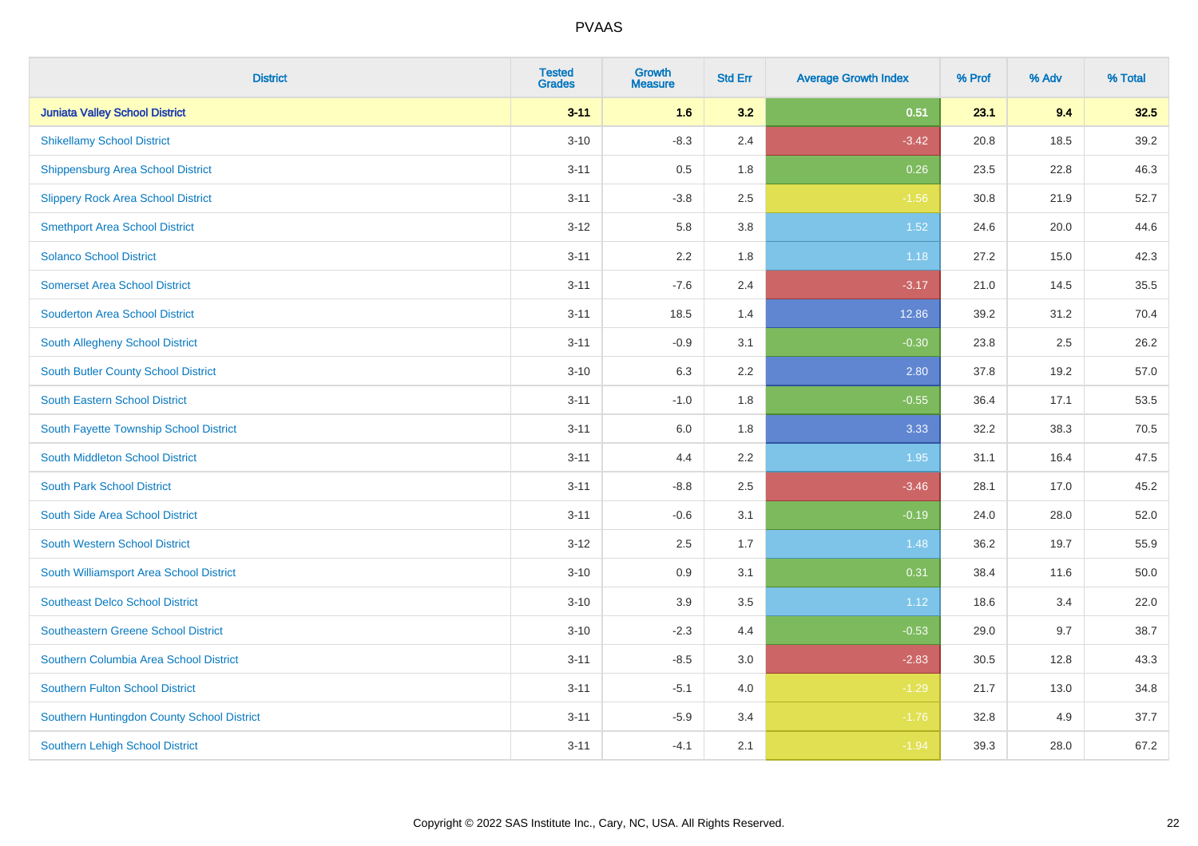| District | Tested Grades | Growth Measure | Std Err | Average Growth Index | % Prof | % Adv | % Total |
|---|---|---|---|---|---|---|---|
| **Juniata Valley School District** | **3-11** | **1.6** | **3.2** | **0.51** | **23.1** | **9.4** | **32.5** |
| Shikellamy School District | 3-10 | -8.3 | 2.4 | -3.42 | 20.8 | 18.5 | 39.2 |
| Shippensburg Area School District | 3-11 | 0.5 | 1.8 | 0.26 | 23.5 | 22.8 | 46.3 |
| Slippery Rock Area School District | 3-11 | -3.8 | 2.5 | -1.56 | 30.8 | 21.9 | 52.7 |
| Smethport Area School District | 3-12 | 5.8 | 3.8 | 1.52 | 24.6 | 20.0 | 44.6 |
| Solanco School District | 3-11 | 2.2 | 1.8 | 1.18 | 27.2 | 15.0 | 42.3 |
| Somerset Area School District | 3-11 | -7.6 | 2.4 | -3.17 | 21.0 | 14.5 | 35.5 |
| Souderton Area School District | 3-11 | 18.5 | 1.4 | 12.86 | 39.2 | 31.2 | 70.4 |
| South Allegheny School District | 3-11 | -0.9 | 3.1 | -0.30 | 23.8 | 2.5 | 26.2 |
| South Butler County School District | 3-10 | 6.3 | 2.2 | 2.80 | 37.8 | 19.2 | 57.0 |
| South Eastern School District | 3-11 | -1.0 | 1.8 | -0.55 | 36.4 | 17.1 | 53.5 |
| South Fayette Township School District | 3-11 | 6.0 | 1.8 | 3.33 | 32.2 | 38.3 | 70.5 |
| South Middleton School District | 3-11 | 4.4 | 2.2 | 1.95 | 31.1 | 16.4 | 47.5 |
| South Park School District | 3-11 | -8.8 | 2.5 | -3.46 | 28.1 | 17.0 | 45.2 |
| South Side Area School District | 3-11 | -0.6 | 3.1 | -0.19 | 24.0 | 28.0 | 52.0 |
| South Western School District | 3-12 | 2.5 | 1.7 | 1.48 | 36.2 | 19.7 | 55.9 |
| South Williamsport Area School District | 3-10 | 0.9 | 3.1 | 0.31 | 38.4 | 11.6 | 50.0 |
| Southeast Delco School District | 3-10 | 3.9 | 3.5 | 1.12 | 18.6 | 3.4 | 22.0 |
| Southeastern Greene School District | 3-10 | -2.3 | 4.4 | -0.53 | 29.0 | 9.7 | 38.7 |
| Southern Columbia Area School District | 3-11 | -8.5 | 3.0 | -2.83 | 30.5 | 12.8 | 43.3 |
| Southern Fulton School District | 3-11 | -5.1 | 4.0 | -1.29 | 21.7 | 13.0 | 34.8 |
| Southern Huntingdon County School District | 3-11 | -5.9 | 3.4 | -1.76 | 32.8 | 4.9 | 37.7 |
| Southern Lehigh School District | 3-11 | -4.1 | 2.1 | -1.94 | 39.3 | 28.0 | 67.2 |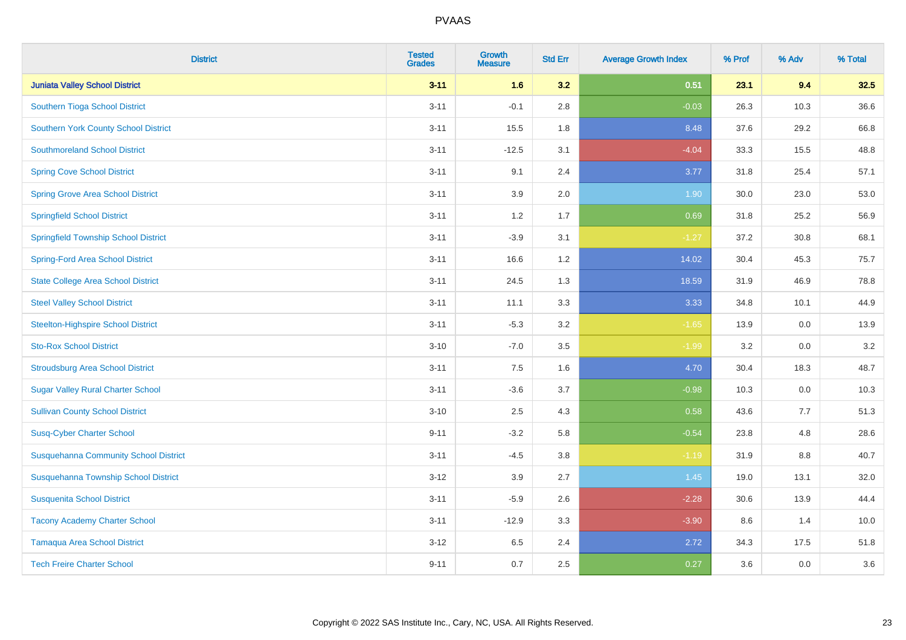| District | Tested Grades | Growth Measure | Std Err | Average Growth Index | % Prof | % Adv | % Total |
|---|---|---|---|---|---|---|---|
| **Juniata Valley School District** | **3-11** | **1.6** | **3.2** | **0.51** | **23.1** | **9.4** | **32.5** |
| Southern Tioga School District | 3-11 | -0.1 | 2.8 | -0.03 | 26.3 | 10.3 | 36.6 |
| Southern York County School District | 3-11 | 15.5 | 1.8 | 8.48 | 37.6 | 29.2 | 66.8 |
| Southmoreland School District | 3-11 | -12.5 | 3.1 | -4.04 | 33.3 | 15.5 | 48.8 |
| Spring Cove School District | 3-11 | 9.1 | 2.4 | 3.77 | 31.8 | 25.4 | 57.1 |
| Spring Grove Area School District | 3-11 | 3.9 | 2.0 | 1.90 | 30.0 | 23.0 | 53.0 |
| Springfield School District | 3-11 | 1.2 | 1.7 | 0.69 | 31.8 | 25.2 | 56.9 |
| Springfield Township School District | 3-11 | -3.9 | 3.1 | -1.27 | 37.2 | 30.8 | 68.1 |
| Spring-Ford Area School District | 3-11 | 16.6 | 1.2 | 14.02 | 30.4 | 45.3 | 75.7 |
| State College Area School District | 3-11 | 24.5 | 1.3 | 18.59 | 31.9 | 46.9 | 78.8 |
| Steel Valley School District | 3-11 | 11.1 | 3.3 | 3.33 | 34.8 | 10.1 | 44.9 |
| Steelton-Highspire School District | 3-11 | -5.3 | 3.2 | -1.65 | 13.9 | 0.0 | 13.9 |
| Sto-Rox School District | 3-10 | -7.0 | 3.5 | -1.99 | 3.2 | 0.0 | 3.2 |
| Stroudsburg Area School District | 3-11 | 7.5 | 1.6 | 4.70 | 30.4 | 18.3 | 48.7 |
| Sugar Valley Rural Charter School | 3-11 | -3.6 | 3.7 | -0.98 | 10.3 | 0.0 | 10.3 |
| Sullivan County School District | 3-10 | 2.5 | 4.3 | 0.58 | 43.6 | 7.7 | 51.3 |
| Susq-Cyber Charter School | 9-11 | -3.2 | 5.8 | -0.54 | 23.8 | 4.8 | 28.6 |
| Susquehanna Community School District | 3-11 | -4.5 | 3.8 | -1.19 | 31.9 | 8.8 | 40.7 |
| Susquehanna Township School District | 3-12 | 3.9 | 2.7 | 1.45 | 19.0 | 13.1 | 32.0 |
| Susquenita School District | 3-11 | -5.9 | 2.6 | -2.28 | 30.6 | 13.9 | 44.4 |
| Tacony Academy Charter School | 3-11 | -12.9 | 3.3 | -3.90 | 8.6 | 1.4 | 10.0 |
| Tamaqua Area School District | 3-12 | 6.5 | 2.4 | 2.72 | 34.3 | 17.5 | 51.8 |
| Tech Freire Charter School | 9-11 | 0.7 | 2.5 | 0.27 | 3.6 | 0.0 | 3.6 |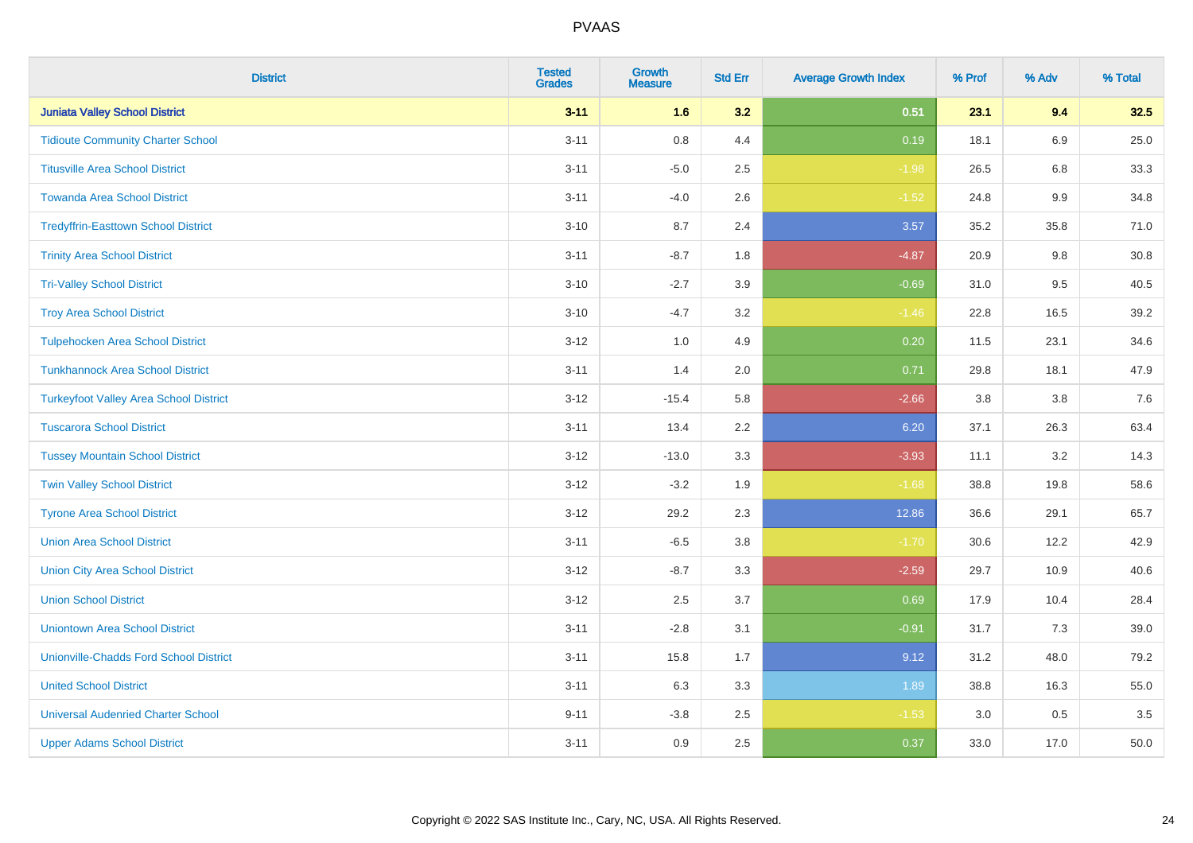| District | Tested Grades | Growth Measure | Std Err | Average Growth Index | % Prof | % Adv | % Total |
|---|---|---|---|---|---|---|---|
| **Juniata Valley School District** | **3-11** | **1.6** | **3.2** | **0.51** | **23.1** | **9.4** | **32.5** |
| Tidioute Community Charter School | 3-11 | 0.8 | 4.4 | 0.19 | 18.1 | 6.9 | 25.0 |
| Titusville Area School District | 3-11 | -5.0 | 2.5 | -1.98 | 26.5 | 6.8 | 33.3 |
| Towanda Area School District | 3-11 | -4.0 | 2.6 | -1.52 | 24.8 | 9.9 | 34.8 |
| Tredyffrin-Easttown School District | 3-10 | 8.7 | 2.4 | 3.57 | 35.2 | 35.8 | 71.0 |
| Trinity Area School District | 3-11 | -8.7 | 1.8 | -4.87 | 20.9 | 9.8 | 30.8 |
| Tri-Valley School District | 3-10 | -2.7 | 3.9 | -0.69 | 31.0 | 9.5 | 40.5 |
| Troy Area School District | 3-10 | -4.7 | 3.2 | -1.46 | 22.8 | 16.5 | 39.2 |
| Tulpehocken Area School District | 3-12 | 1.0 | 4.9 | 0.20 | 11.5 | 23.1 | 34.6 |
| Tunkhannock Area School District | 3-11 | 1.4 | 2.0 | 0.71 | 29.8 | 18.1 | 47.9 |
| Turkeyfoot Valley Area School District | 3-12 | -15.4 | 5.8 | -2.66 | 3.8 | 3.8 | 7.6 |
| Tuscarora School District | 3-11 | 13.4 | 2.2 | 6.20 | 37.1 | 26.3 | 63.4 |
| Tussey Mountain School District | 3-12 | -13.0 | 3.3 | -3.93 | 11.1 | 3.2 | 14.3 |
| Twin Valley School District | 3-12 | -3.2 | 1.9 | -1.68 | 38.8 | 19.8 | 58.6 |
| Tyrone Area School District | 3-12 | 29.2 | 2.3 | 12.86 | 36.6 | 29.1 | 65.7 |
| Union Area School District | 3-11 | -6.5 | 3.8 | -1.70 | 30.6 | 12.2 | 42.9 |
| Union City Area School District | 3-12 | -8.7 | 3.3 | -2.59 | 29.7 | 10.9 | 40.6 |
| Union School District | 3-12 | 2.5 | 3.7 | 0.69 | 17.9 | 10.4 | 28.4 |
| Uniontown Area School District | 3-11 | -2.8 | 3.1 | -0.91 | 31.7 | 7.3 | 39.0 |
| Unionville-Chadds Ford School District | 3-11 | 15.8 | 1.7 | 9.12 | 31.2 | 48.0 | 79.2 |
| United School District | 3-11 | 6.3 | 3.3 | 1.89 | 38.8 | 16.3 | 55.0 |
| Universal Audenried Charter School | 9-11 | -3.8 | 2.5 | -1.53 | 3.0 | 0.5 | 3.5 |
| Upper Adams School District | 3-11 | 0.9 | 2.5 | 0.37 | 33.0 | 17.0 | 50.0 |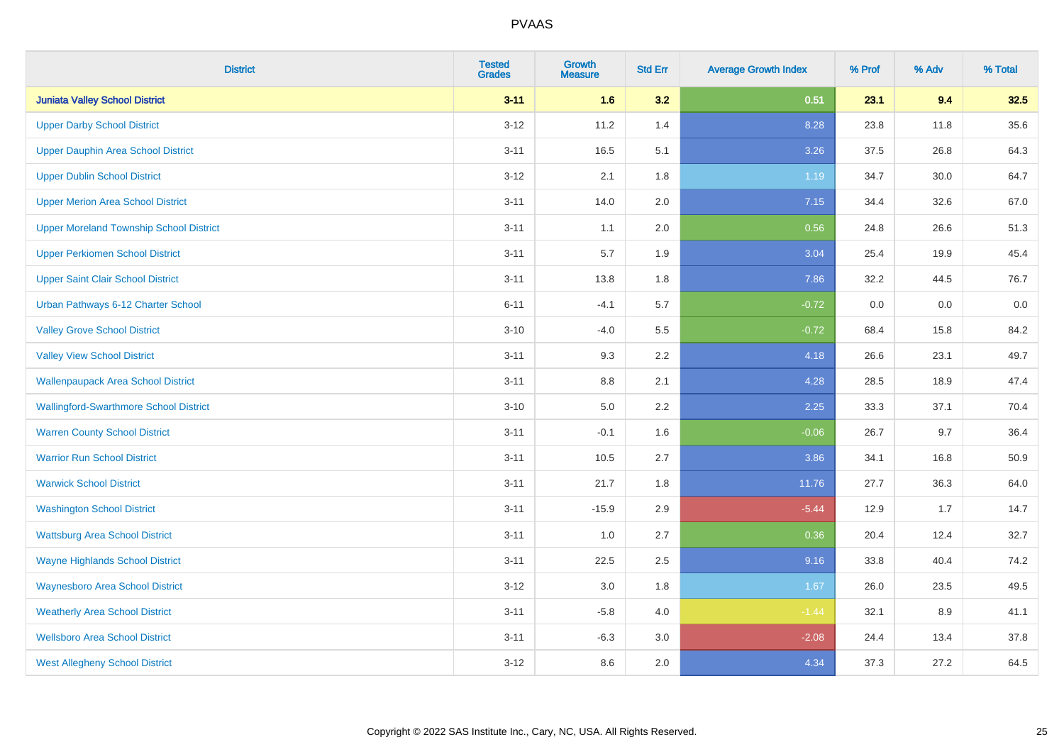| District | Tested Grades | Growth Measure | Std Err | Average Growth Index | % Prof | % Adv | % Total |
|---|---|---|---|---|---|---|---|
| **Juniata Valley School District** | **3-11** | **1.6** | **3.2** | **0.51** | **23.1** | **9.4** | **32.5** |
| Upper Darby School District | 3-12 | 11.2 | 1.4 | 8.28 | 23.8 | 11.8 | 35.6 |
| Upper Dauphin Area School District | 3-11 | 16.5 | 5.1 | 3.26 | 37.5 | 26.8 | 64.3 |
| Upper Dublin School District | 3-12 | 2.1 | 1.8 | 1.19 | 34.7 | 30.0 | 64.7 |
| Upper Merion Area School District | 3-11 | 14.0 | 2.0 | 7.15 | 34.4 | 32.6 | 67.0 |
| Upper Moreland Township School District | 3-11 | 1.1 | 2.0 | 0.56 | 24.8 | 26.6 | 51.3 |
| Upper Perkiomen School District | 3-11 | 5.7 | 1.9 | 3.04 | 25.4 | 19.9 | 45.4 |
| Upper Saint Clair School District | 3-11 | 13.8 | 1.8 | 7.86 | 32.2 | 44.5 | 76.7 |
| Urban Pathways 6-12 Charter School | 6-11 | -4.1 | 5.7 | -0.72 | 0.0 | 0.0 | 0.0 |
| Valley Grove School District | 3-10 | -4.0 | 5.5 | -0.72 | 68.4 | 15.8 | 84.2 |
| Valley View School District | 3-11 | 9.3 | 2.2 | 4.18 | 26.6 | 23.1 | 49.7 |
| Wallenpaupack Area School District | 3-11 | 8.8 | 2.1 | 4.28 | 28.5 | 18.9 | 47.4 |
| Wallingford-Swarthmore School District | 3-10 | 5.0 | 2.2 | 2.25 | 33.3 | 37.1 | 70.4 |
| Warren County School District | 3-11 | -0.1 | 1.6 | -0.06 | 26.7 | 9.7 | 36.4 |
| Warrior Run School District | 3-11 | 10.5 | 2.7 | 3.86 | 34.1 | 16.8 | 50.9 |
| Warwick School District | 3-11 | 21.7 | 1.8 | 11.76 | 27.7 | 36.3 | 64.0 |
| Washington School District | 3-11 | -15.9 | 2.9 | -5.44 | 12.9 | 1.7 | 14.7 |
| Wattsburg Area School District | 3-11 | 1.0 | 2.7 | 0.36 | 20.4 | 12.4 | 32.7 |
| Wayne Highlands School District | 3-11 | 22.5 | 2.5 | 9.16 | 33.8 | 40.4 | 74.2 |
| Waynesboro Area School District | 3-12 | 3.0 | 1.8 | 1.67 | 26.0 | 23.5 | 49.5 |
| Weatherly Area School District | 3-11 | -5.8 | 4.0 | -1.44 | 32.1 | 8.9 | 41.1 |
| Wellsboro Area School District | 3-11 | -6.3 | 3.0 | -2.08 | 24.4 | 13.4 | 37.8 |
| West Allegheny School District | 3-12 | 8.6 | 2.0 | 4.34 | 37.3 | 27.2 | 64.5 |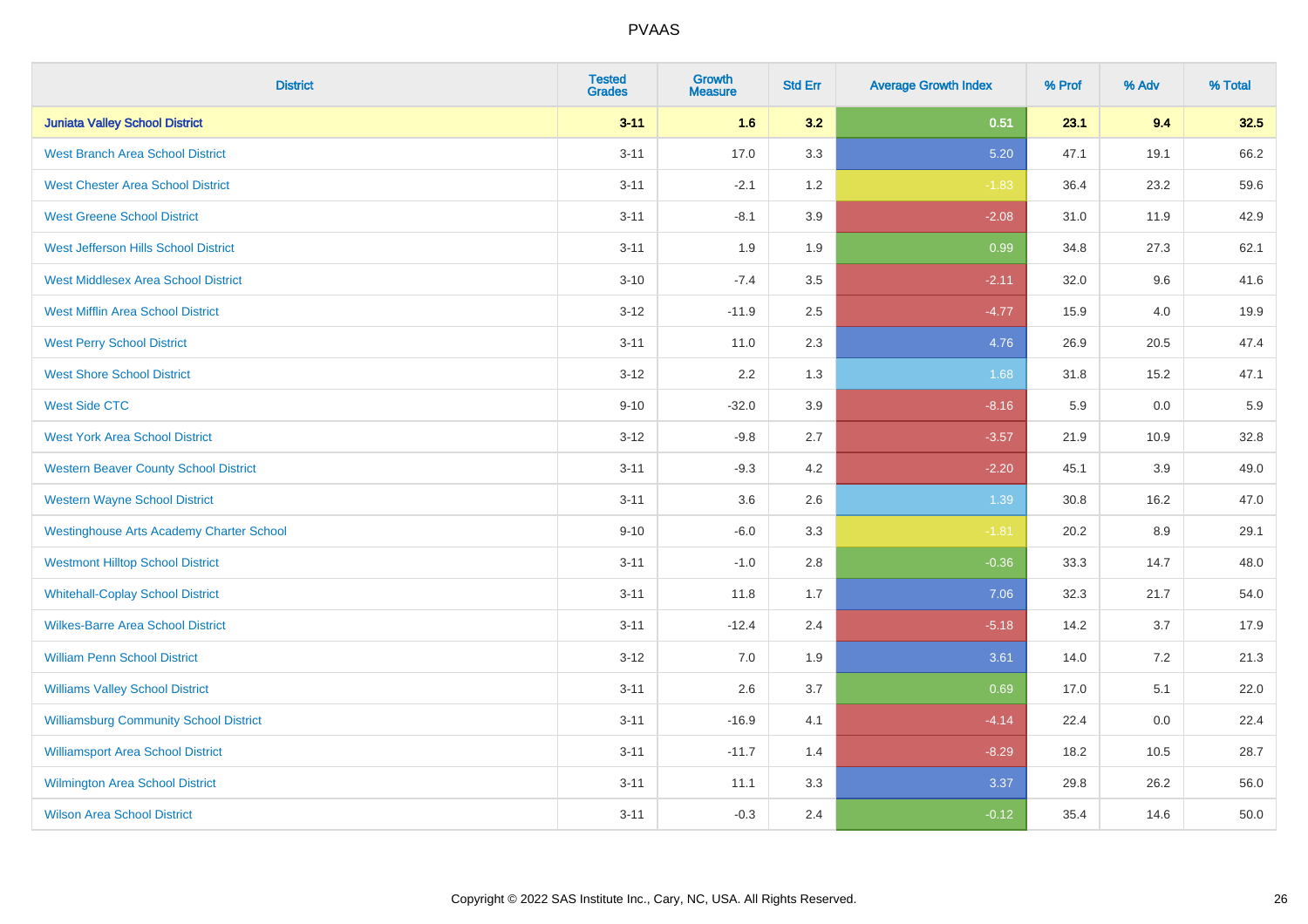| District | Tested Grades | Growth Measure | Std Err | Average Growth Index | % Prof | % Adv | % Total |
|---|---|---|---|---|---|---|---|
| **Juniata Valley School District** | **3-11** | **1.6** | **3.2** | **0.51** | **23.1** | **9.4** | **32.5** |
| West Branch Area School District | 3-11 | 17.0 | 3.3 | 5.20 | 47.1 | 19.1 | 66.2 |
| West Chester Area School District | 3-11 | -2.1 | 1.2 | -1.83 | 36.4 | 23.2 | 59.6 |
| West Greene School District | 3-11 | -8.1 | 3.9 | -2.08 | 31.0 | 11.9 | 42.9 |
| West Jefferson Hills School District | 3-11 | 1.9 | 1.9 | 0.99 | 34.8 | 27.3 | 62.1 |
| West Middlesex Area School District | 3-10 | -7.4 | 3.5 | -2.11 | 32.0 | 9.6 | 41.6 |
| West Mifflin Area School District | 3-12 | -11.9 | 2.5 | -4.77 | 15.9 | 4.0 | 19.9 |
| West Perry School District | 3-11 | 11.0 | 2.3 | 4.76 | 26.9 | 20.5 | 47.4 |
| West Shore School District | 3-12 | 2.2 | 1.3 | 1.68 | 31.8 | 15.2 | 47.1 |
| West Side CTC | 9-10 | -32.0 | 3.9 | -8.16 | 5.9 | 0.0 | 5.9 |
| West York Area School District | 3-12 | -9.8 | 2.7 | -3.57 | 21.9 | 10.9 | 32.8 |
| Western Beaver County School District | 3-11 | -9.3 | 4.2 | -2.20 | 45.1 | 3.9 | 49.0 |
| Western Wayne School District | 3-11 | 3.6 | 2.6 | 1.39 | 30.8 | 16.2 | 47.0 |
| Westinghouse Arts Academy Charter School | 9-10 | -6.0 | 3.3 | -1.81 | 20.2 | 8.9 | 29.1 |
| Westmont Hilltop School District | 3-11 | -1.0 | 2.8 | -0.36 | 33.3 | 14.7 | 48.0 |
| Whitehall-Coplay School District | 3-11 | 11.8 | 1.7 | 7.06 | 32.3 | 21.7 | 54.0 |
| Wilkes-Barre Area School District | 3-11 | -12.4 | 2.4 | -5.18 | 14.2 | 3.7 | 17.9 |
| William Penn School District | 3-12 | 7.0 | 1.9 | 3.61 | 14.0 | 7.2 | 21.3 |
| Williams Valley School District | 3-11 | 2.6 | 3.7 | 0.69 | 17.0 | 5.1 | 22.0 |
| Williamsburg Community School District | 3-11 | -16.9 | 4.1 | -4.14 | 22.4 | 0.0 | 22.4 |
| Williamsport Area School District | 3-11 | -11.7 | 1.4 | -8.29 | 18.2 | 10.5 | 28.7 |
| Wilmington Area School District | 3-11 | 11.1 | 3.3 | 3.37 | 29.8 | 26.2 | 56.0 |
| Wilson Area School District | 3-11 | -0.3 | 2.4 | -0.12 | 35.4 | 14.6 | 50.0 |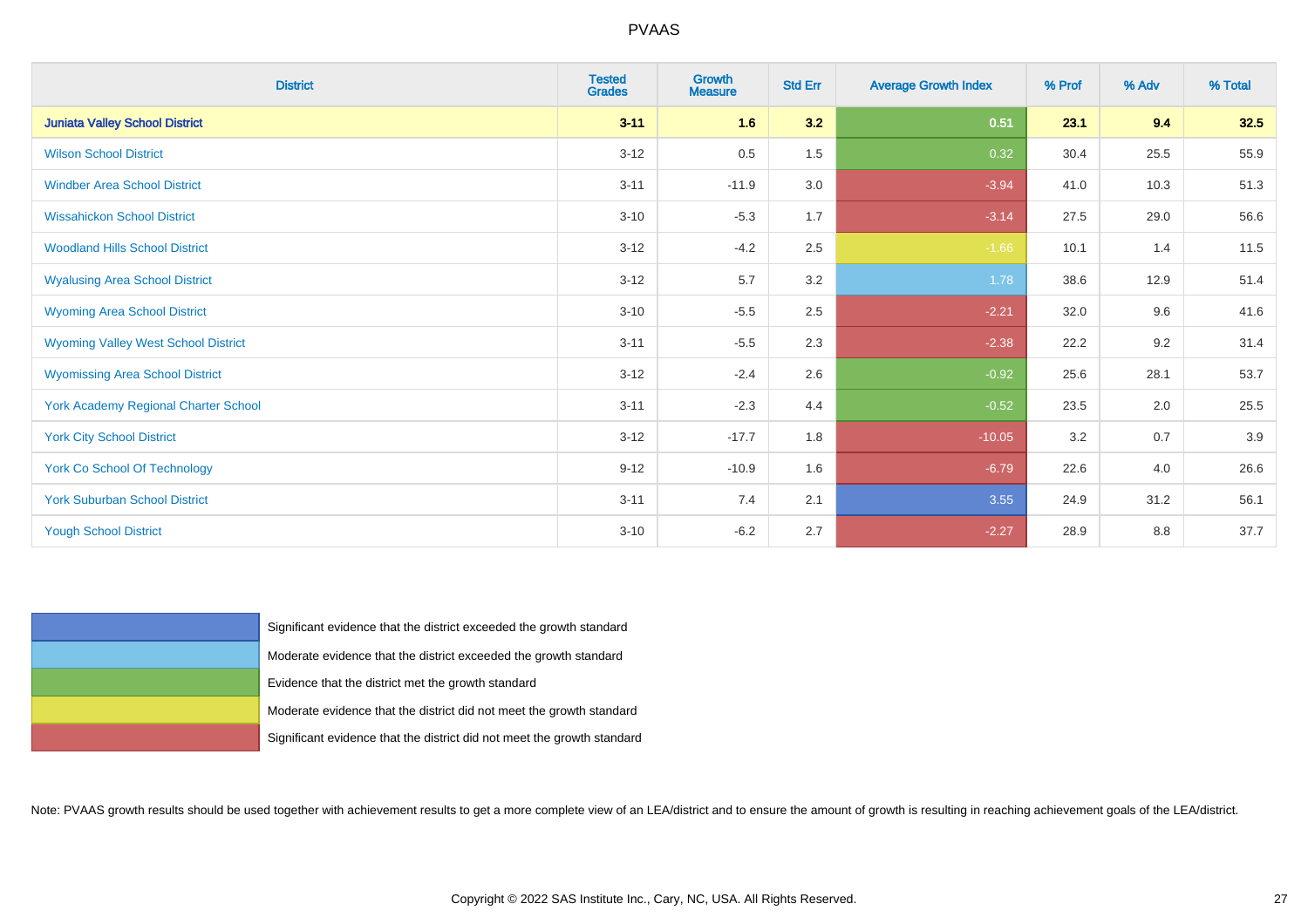PVAAS

| District | Tested Grades | Growth Measure | Std Err | Average Growth Index | % Prof | % Adv | % Total |
|---|---|---|---|---|---|---|---|
| **Juniata Valley School District** | **3-11** | **1.6** | **3.2** | **0.51** | **23.1** | **9.4** | **32.5** |
| Wilson School District | 3-12 | 0.5 | 1.5 | 0.32 | 30.4 | 25.5 | 55.9 |
| Windber Area School District | 3-11 | -11.9 | 3.0 | -3.94 | 41.0 | 10.3 | 51.3 |
| Wissahickon School District | 3-10 | -5.3 | 1.7 | -3.14 | 27.5 | 29.0 | 56.6 |
| Woodland Hills School District | 3-12 | -4.2 | 2.5 | -1.66 | 10.1 | 1.4 | 11.5 |
| Wyalusing Area School District | 3-12 | 5.7 | 3.2 | 1.78 | 38.6 | 12.9 | 51.4 |
| Wyoming Area School District | 3-10 | -5.5 | 2.5 | -2.21 | 32.0 | 9.6 | 41.6 |
| Wyoming Valley West School District | 3-11 | -5.5 | 2.3 | -2.38 | 22.2 | 9.2 | 31.4 |
| Wyomissing Area School District | 3-12 | -2.4 | 2.6 | -0.92 | 25.6 | 28.1 | 53.7 |
| York Academy Regional Charter School | 3-11 | -2.3 | 4.4 | -0.52 | 23.5 | 2.0 | 25.5 |
| York City School District | 3-12 | -17.7 | 1.8 | -10.05 | 3.2 | 0.7 | 3.9 |
| York Co School Of Technology | 9-12 | -10.9 | 1.6 | -6.79 | 22.6 | 4.0 | 26.6 |
| York Suburban School District | 3-11 | 7.4 | 2.1 | 3.55 | 24.9 | 31.2 | 56.1 |
| Yough School District | 3-10 | -6.2 | 2.7 | -2.27 | 28.9 | 8.8 | 37.7 |

Significant evidence that the district exceeded the growth standard

Moderate evidence that the district exceeded the growth standard

Evidence that the district met the growth standard

Moderate evidence that the district did not meet the growth standard

Significant evidence that the district did not meet the growth standard

Note: PVAAS growth results should be used together with achievement results to get a more complete view of an LEA/district and to ensure the amount of growth is resulting in reaching achievement goals of the LEA/district.

Copyright © 2022 SAS Institute Inc., Cary, NC, USA. All Rights Reserved.